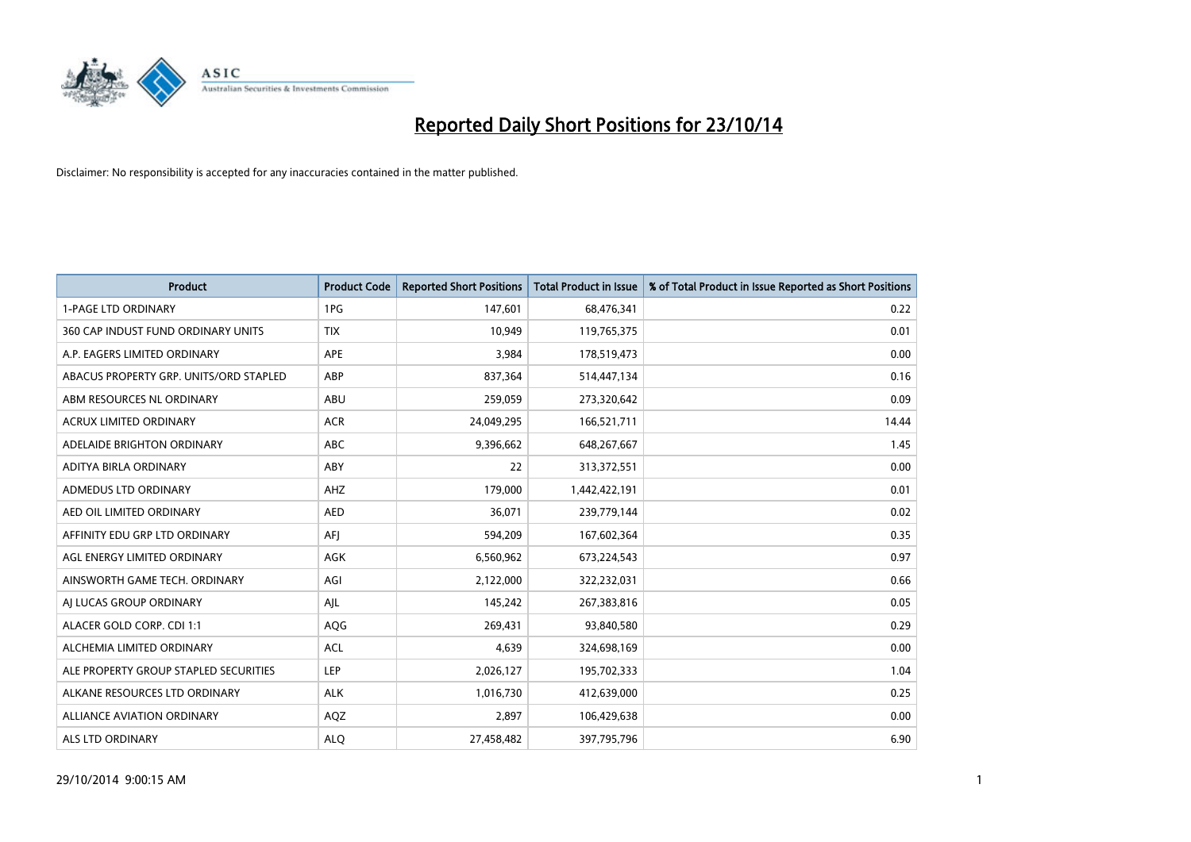# Reported Daily Short Positions for 23/10/14

Disclaimer: No responsibility is accepted for any inaccuracies contained in the matter published.

| Product | Product Code | Reported Short Positions | Total Product in Issue | % of Total Product in Issue Reported as Short Positions |
|---|---|---|---|---|
| 1-PAGE LTD ORDINARY | 1PG | 147,601 | 68,476,341 | 0.22 |
| 360 CAP INDUST FUND ORDINARY UNITS | TIX | 10,949 | 119,765,375 | 0.01 |
| A.P. EAGERS LIMITED ORDINARY | APE | 3,984 | 178,519,473 | 0.00 |
| ABACUS PROPERTY GRP. UNITS/ORD STAPLED | ABP | 837,364 | 514,447,134 | 0.16 |
| ABM RESOURCES NL ORDINARY | ABU | 259,059 | 273,320,642 | 0.09 |
| ACRUX LIMITED ORDINARY | ACR | 24,049,295 | 166,521,711 | 14.44 |
| ADELAIDE BRIGHTON ORDINARY | ABC | 9,396,662 | 648,267,667 | 1.45 |
| ADITYA BIRLA ORDINARY | ABY | 22 | 313,372,551 | 0.00 |
| ADMEDUS LTD ORDINARY | AHZ | 179,000 | 1,442,422,191 | 0.01 |
| AED OIL LIMITED ORDINARY | AED | 36,071 | 239,779,144 | 0.02 |
| AFFINITY EDU GRP LTD ORDINARY | AFJ | 594,209 | 167,602,364 | 0.35 |
| AGL ENERGY LIMITED ORDINARY | AGK | 6,560,962 | 673,224,543 | 0.97 |
| AINSWORTH GAME TECH. ORDINARY | AGI | 2,122,000 | 322,232,031 | 0.66 |
| AJ LUCAS GROUP ORDINARY | AJL | 145,242 | 267,383,816 | 0.05 |
| ALACER GOLD CORP. CDI 1:1 | AQG | 269,431 | 93,840,580 | 0.29 |
| ALCHEMIA LIMITED ORDINARY | ACL | 4,639 | 324,698,169 | 0.00 |
| ALE PROPERTY GROUP STAPLED SECURITIES | LEP | 2,026,127 | 195,702,333 | 1.04 |
| ALKANE RESOURCES LTD ORDINARY | ALK | 1,016,730 | 412,639,000 | 0.25 |
| ALLIANCE AVIATION ORDINARY | AQZ | 2,897 | 106,429,638 | 0.00 |
| ALS LTD ORDINARY | ALQ | 27,458,482 | 397,795,796 | 6.90 |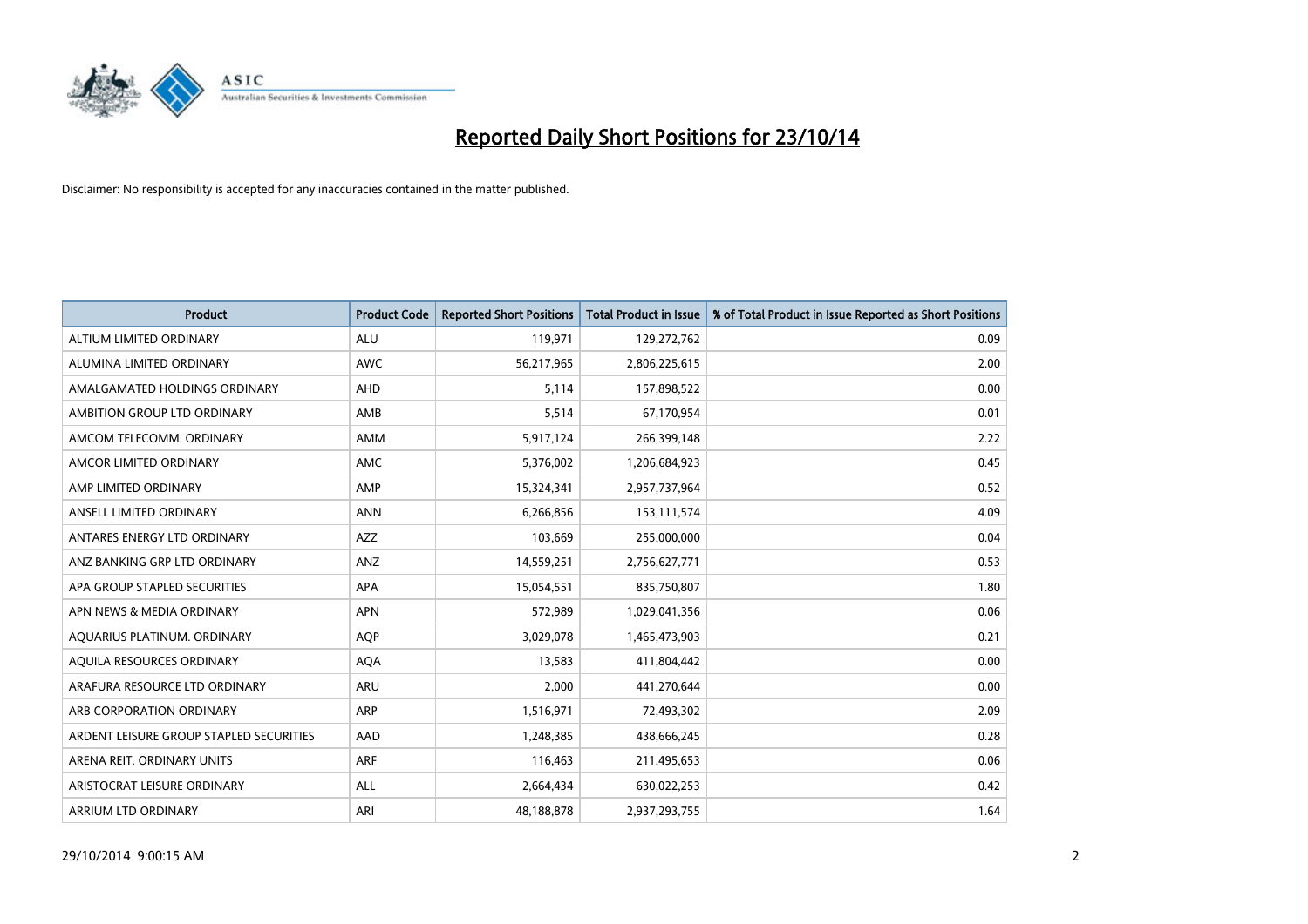# Reported Daily Short Positions for 23/10/14

Disclaimer: No responsibility is accepted for any inaccuracies contained in the matter published.

| Product | Product Code | Reported Short Positions | Total Product in Issue | % of Total Product in Issue Reported as Short Positions |
|---|---|---|---|---|
| ALTIUM LIMITED ORDINARY | ALU | 119,971 | 129,272,762 | 0.09 |
| ALUMINA LIMITED ORDINARY | AWC | 56,217,965 | 2,806,225,615 | 2.00 |
| AMALGAMATED HOLDINGS ORDINARY | AHD | 5,114 | 157,898,522 | 0.00 |
| AMBITION GROUP LTD ORDINARY | AMB | 5,514 | 67,170,954 | 0.01 |
| AMCOM TELECOMM. ORDINARY | AMM | 5,917,124 | 266,399,148 | 2.22 |
| AMCOR LIMITED ORDINARY | AMC | 5,376,002 | 1,206,684,923 | 0.45 |
| AMP LIMITED ORDINARY | AMP | 15,324,341 | 2,957,737,964 | 0.52 |
| ANSELL LIMITED ORDINARY | ANN | 6,266,856 | 153,111,574 | 4.09 |
| ANTARES ENERGY LTD ORDINARY | AZZ | 103,669 | 255,000,000 | 0.04 |
| ANZ BANKING GRP LTD ORDINARY | ANZ | 14,559,251 | 2,756,627,771 | 0.53 |
| APA GROUP STAPLED SECURITIES | APA | 15,054,551 | 835,750,807 | 1.80 |
| APN NEWS & MEDIA ORDINARY | APN | 572,989 | 1,029,041,356 | 0.06 |
| AQUARIUS PLATINUM. ORDINARY | AQP | 3,029,078 | 1,465,473,903 | 0.21 |
| AQUILA RESOURCES ORDINARY | AQA | 13,583 | 411,804,442 | 0.00 |
| ARAFURA RESOURCE LTD ORDINARY | ARU | 2,000 | 441,270,644 | 0.00 |
| ARB CORPORATION ORDINARY | ARP | 1,516,971 | 72,493,302 | 2.09 |
| ARDENT LEISURE GROUP STAPLED SECURITIES | AAD | 1,248,385 | 438,666,245 | 0.28 |
| ARENA REIT. ORDINARY UNITS | ARF | 116,463 | 211,495,653 | 0.06 |
| ARISTOCRAT LEISURE ORDINARY | ALL | 2,664,434 | 630,022,253 | 0.42 |
| ARRIUM LTD ORDINARY | ARI | 48,188,878 | 2,937,293,755 | 1.64 |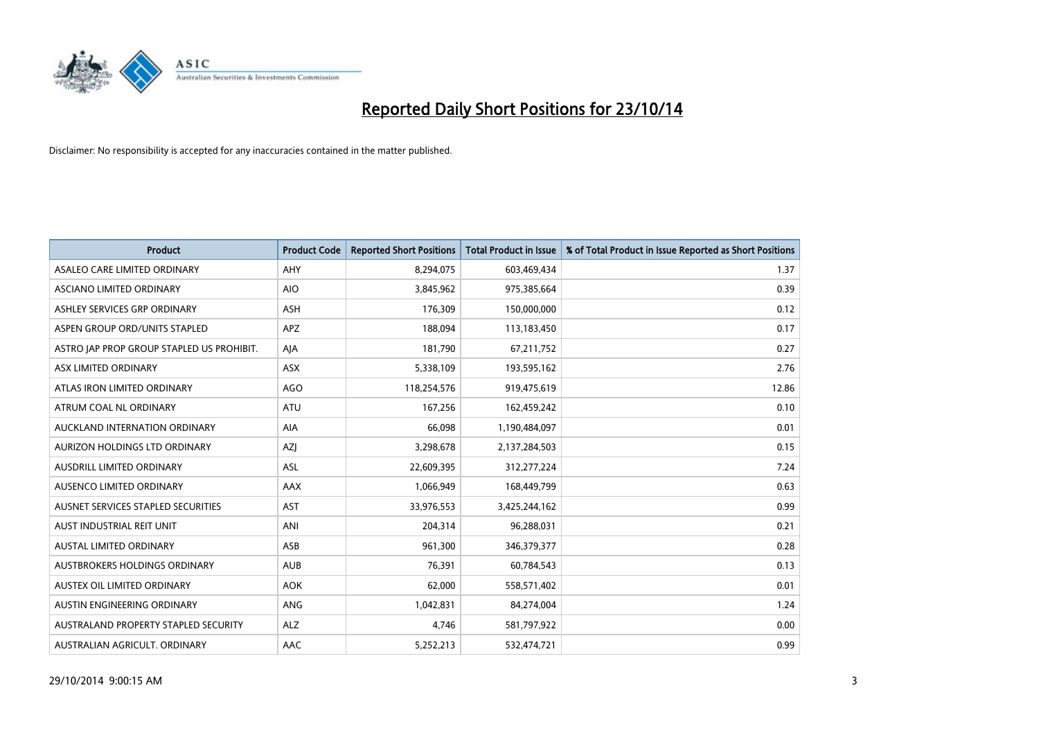# Reported Daily Short Positions for 23/10/14

Disclaimer: No responsibility is accepted for any inaccuracies contained in the matter published.

| Product | Product Code | Reported Short Positions | Total Product in Issue | % of Total Product in Issue Reported as Short Positions |
|---|---|---|---|---|
| ASALEO CARE LIMITED ORDINARY | AHY | 8,294,075 | 603,469,434 | 1.37 |
| ASCIANO LIMITED ORDINARY | AIO | 3,845,962 | 975,385,664 | 0.39 |
| ASHLEY SERVICES GRP ORDINARY | ASH | 176,309 | 150,000,000 | 0.12 |
| ASPEN GROUP ORD/UNITS STAPLED | APZ | 188,094 | 113,183,450 | 0.17 |
| ASTRO JAP PROP GROUP STAPLED US PROHIBIT. | AJA | 181,790 | 67,211,752 | 0.27 |
| ASX LIMITED ORDINARY | ASX | 5,338,109 | 193,595,162 | 2.76 |
| ATLAS IRON LIMITED ORDINARY | AGO | 118,254,576 | 919,475,619 | 12.86 |
| ATRUM COAL NL ORDINARY | ATU | 167,256 | 162,459,242 | 0.10 |
| AUCKLAND INTERNATION ORDINARY | AIA | 66,098 | 1,190,484,097 | 0.01 |
| AURIZON HOLDINGS LTD ORDINARY | AZJ | 3,298,678 | 2,137,284,503 | 0.15 |
| AUSDRILL LIMITED ORDINARY | ASL | 22,609,395 | 312,277,224 | 7.24 |
| AUSENCO LIMITED ORDINARY | AAX | 1,066,949 | 168,449,799 | 0.63 |
| AUSNET SERVICES STAPLED SECURITIES | AST | 33,976,553 | 3,425,244,162 | 0.99 |
| AUST INDUSTRIAL REIT UNIT | ANI | 204,314 | 96,288,031 | 0.21 |
| AUSTAL LIMITED ORDINARY | ASB | 961,300 | 346,379,377 | 0.28 |
| AUSTBROKERS HOLDINGS ORDINARY | AUB | 76,391 | 60,784,543 | 0.13 |
| AUSTEX OIL LIMITED ORDINARY | AOK | 62,000 | 558,571,402 | 0.01 |
| AUSTIN ENGINEERING ORDINARY | ANG | 1,042,831 | 84,274,004 | 1.24 |
| AUSTRALAND PROPERTY STAPLED SECURITY | ALZ | 4,746 | 581,797,922 | 0.00 |
| AUSTRALIAN AGRICULT. ORDINARY | AAC | 5,252,213 | 532,474,721 | 0.99 |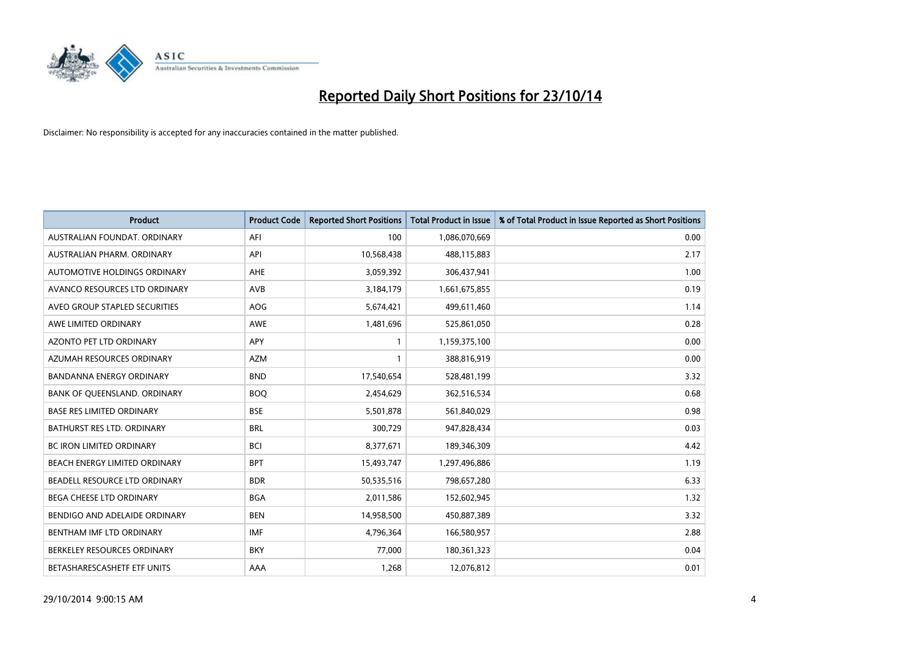# Reported Daily Short Positions for 23/10/14

Disclaimer: No responsibility is accepted for any inaccuracies contained in the matter published.

| Product | Product Code | Reported Short Positions | Total Product in Issue | % of Total Product in Issue Reported as Short Positions |
|---|---|---|---|---|
| AUSTRALIAN FOUNDAT. ORDINARY | AFI | 100 | 1,086,070,669 | 0.00 |
| AUSTRALIAN PHARM. ORDINARY | API | 10,568,438 | 488,115,883 | 2.17 |
| AUTOMOTIVE HOLDINGS ORDINARY | AHE | 3,059,392 | 306,437,941 | 1.00 |
| AVANCO RESOURCES LTD ORDINARY | AVB | 3,184,179 | 1,661,675,855 | 0.19 |
| AVEO GROUP STAPLED SECURITIES | AOG | 5,674,421 | 499,611,460 | 1.14 |
| AWE LIMITED ORDINARY | AWE | 1,481,696 | 525,861,050 | 0.28 |
| AZONTO PET LTD ORDINARY | APY | 1 | 1,159,375,100 | 0.00 |
| AZUMAH RESOURCES ORDINARY | AZM | 1 | 388,816,919 | 0.00 |
| BANDANNA ENERGY ORDINARY | BND | 17,540,654 | 528,481,199 | 3.32 |
| BANK OF QUEENSLAND. ORDINARY | BOQ | 2,454,629 | 362,516,534 | 0.68 |
| BASE RES LIMITED ORDINARY | BSE | 5,501,878 | 561,840,029 | 0.98 |
| BATHURST RES LTD. ORDINARY | BRL | 300,729 | 947,828,434 | 0.03 |
| BC IRON LIMITED ORDINARY | BCI | 8,377,671 | 189,346,309 | 4.42 |
| BEACH ENERGY LIMITED ORDINARY | BPT | 15,493,747 | 1,297,496,886 | 1.19 |
| BEADELL RESOURCE LTD ORDINARY | BDR | 50,535,516 | 798,657,280 | 6.33 |
| BEGA CHEESE LTD ORDINARY | BGA | 2,011,586 | 152,602,945 | 1.32 |
| BENDIGO AND ADELAIDE ORDINARY | BEN | 14,958,500 | 450,887,389 | 3.32 |
| BENTHAM IMF LTD ORDINARY | IMF | 4,796,364 | 166,580,957 | 2.88 |
| BERKELEY RESOURCES ORDINARY | BKY | 77,000 | 180,361,323 | 0.04 |
| BETASHARESCASHETF ETF UNITS | AAA | 1,268 | 12,076,812 | 0.01 |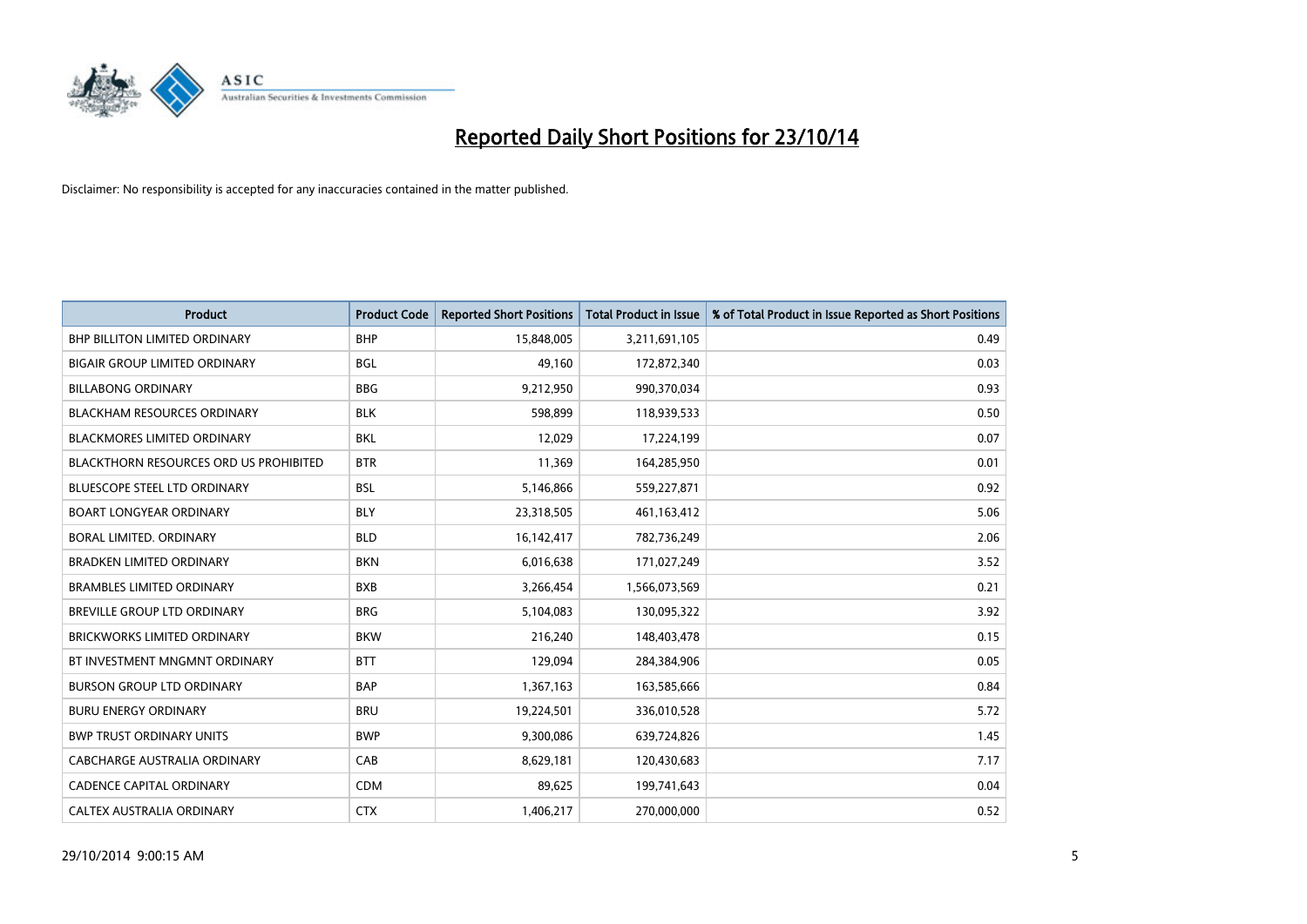# Reported Daily Short Positions for 23/10/14

Disclaimer: No responsibility is accepted for any inaccuracies contained in the matter published.

| Product | Product Code | Reported Short Positions | Total Product in Issue | % of Total Product in Issue Reported as Short Positions |
|---|---|---|---|---|
| BHP BILLITON LIMITED ORDINARY | BHP | 15,848,005 | 3,211,691,105 | 0.49 |
| BIGAIR GROUP LIMITED ORDINARY | BGL | 49,160 | 172,872,340 | 0.03 |
| BILLABONG ORDINARY | BBG | 9,212,950 | 990,370,034 | 0.93 |
| BLACKHAM RESOURCES ORDINARY | BLK | 598,899 | 118,939,533 | 0.50 |
| BLACKMORES LIMITED ORDINARY | BKL | 12,029 | 17,224,199 | 0.07 |
| BLACKTHORN RESOURCES ORD US PROHIBITED | BTR | 11,369 | 164,285,950 | 0.01 |
| BLUESCOPE STEEL LTD ORDINARY | BSL | 5,146,866 | 559,227,871 | 0.92 |
| BOART LONGYEAR ORDINARY | BLY | 23,318,505 | 461,163,412 | 5.06 |
| BORAL LIMITED. ORDINARY | BLD | 16,142,417 | 782,736,249 | 2.06 |
| BRADKEN LIMITED ORDINARY | BKN | 6,016,638 | 171,027,249 | 3.52 |
| BRAMBLES LIMITED ORDINARY | BXB | 3,266,454 | 1,566,073,569 | 0.21 |
| BREVILLE GROUP LTD ORDINARY | BRG | 5,104,083 | 130,095,322 | 3.92 |
| BRICKWORKS LIMITED ORDINARY | BKW | 216,240 | 148,403,478 | 0.15 |
| BT INVESTMENT MNGMNT ORDINARY | BTT | 129,094 | 284,384,906 | 0.05 |
| BURSON GROUP LTD ORDINARY | BAP | 1,367,163 | 163,585,666 | 0.84 |
| BURU ENERGY ORDINARY | BRU | 19,224,501 | 336,010,528 | 5.72 |
| BWP TRUST ORDINARY UNITS | BWP | 9,300,086 | 639,724,826 | 1.45 |
| CABCHARGE AUSTRALIA ORDINARY | CAB | 8,629,181 | 120,430,683 | 7.17 |
| CADENCE CAPITAL ORDINARY | CDM | 89,625 | 199,741,643 | 0.04 |
| CALTEX AUSTRALIA ORDINARY | CTX | 1,406,217 | 270,000,000 | 0.52 |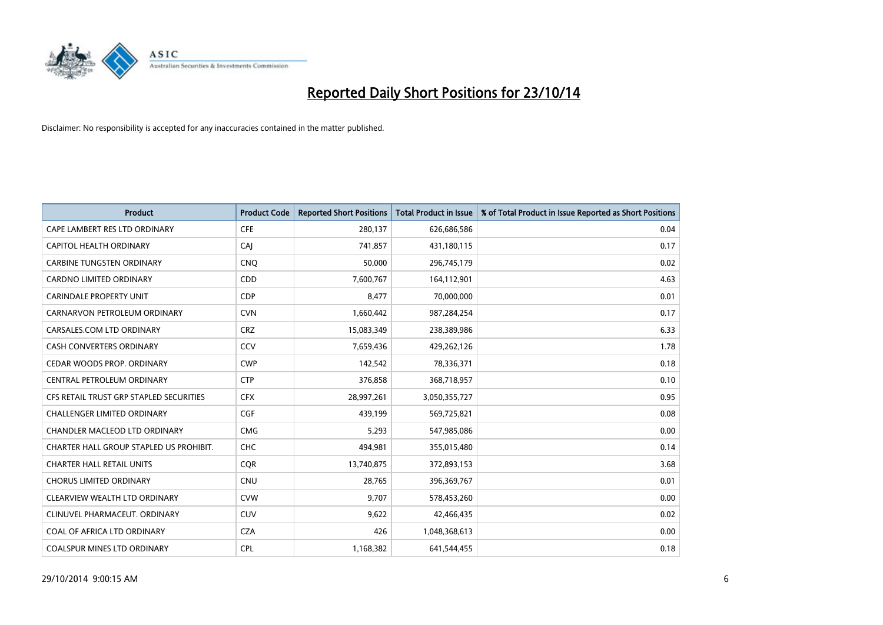# Reported Daily Short Positions for 23/10/14

Disclaimer: No responsibility is accepted for any inaccuracies contained in the matter published.

| Product | Product Code | Reported Short Positions | Total Product in Issue | % of Total Product in Issue Reported as Short Positions |
|---|---|---|---|---|
| CAPE LAMBERT RES LTD ORDINARY | CFE | 280,137 | 626,686,586 | 0.04 |
| CAPITOL HEALTH ORDINARY | CAJ | 741,857 | 431,180,115 | 0.17 |
| CARBINE TUNGSTEN ORDINARY | CNQ | 50,000 | 296,745,179 | 0.02 |
| CARDNO LIMITED ORDINARY | CDD | 7,600,767 | 164,112,901 | 4.63 |
| CARINDALE PROPERTY UNIT | CDP | 8,477 | 70,000,000 | 0.01 |
| CARNARVON PETROLEUM ORDINARY | CVN | 1,660,442 | 987,284,254 | 0.17 |
| CARSALES.COM LTD ORDINARY | CRZ | 15,083,349 | 238,389,986 | 6.33 |
| CASH CONVERTERS ORDINARY | CCV | 7,659,436 | 429,262,126 | 1.78 |
| CEDAR WOODS PROP. ORDINARY | CWP | 142,542 | 78,336,371 | 0.18 |
| CENTRAL PETROLEUM ORDINARY | CTP | 376,858 | 368,718,957 | 0.10 |
| CFS RETAIL TRUST GRP STAPLED SECURITIES | CFX | 28,997,261 | 3,050,355,727 | 0.95 |
| CHALLENGER LIMITED ORDINARY | CGF | 439,199 | 569,725,821 | 0.08 |
| CHANDLER MACLEOD LTD ORDINARY | CMG | 5,293 | 547,985,086 | 0.00 |
| CHARTER HALL GROUP STAPLED US PROHIBIT. | CHC | 494,981 | 355,015,480 | 0.14 |
| CHARTER HALL RETAIL UNITS | CQR | 13,740,875 | 372,893,153 | 3.68 |
| CHORUS LIMITED ORDINARY | CNU | 28,765 | 396,369,767 | 0.01 |
| CLEARVIEW WEALTH LTD ORDINARY | CVW | 9,707 | 578,453,260 | 0.00 |
| CLINUVEL PHARMACEUT. ORDINARY | CUV | 9,622 | 42,466,435 | 0.02 |
| COAL OF AFRICA LTD ORDINARY | CZA | 426 | 1,048,368,613 | 0.00 |
| COALSPUR MINES LTD ORDINARY | CPL | 1,168,382 | 641,544,455 | 0.18 |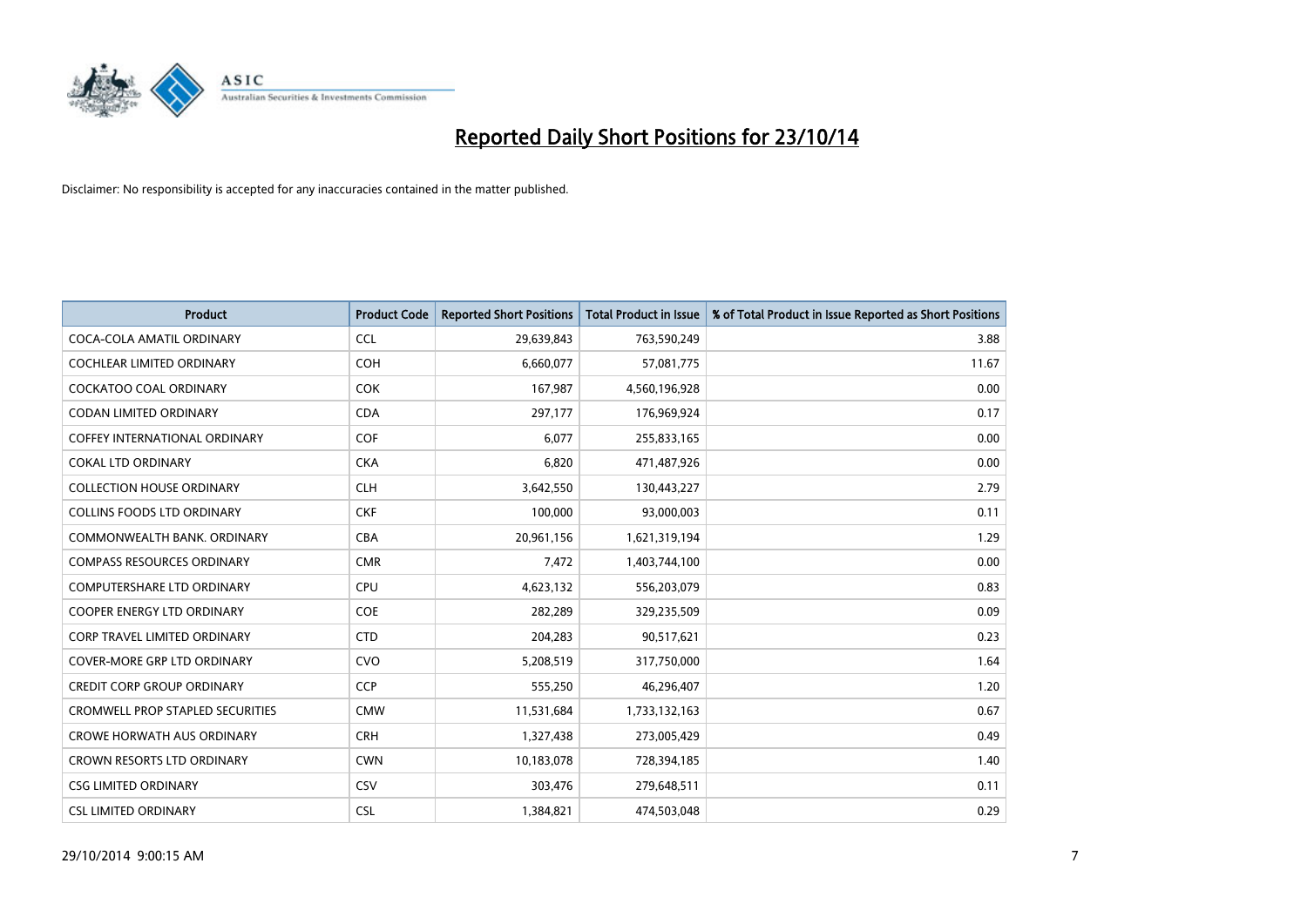# Reported Daily Short Positions for 23/10/14

Disclaimer: No responsibility is accepted for any inaccuracies contained in the matter published.

| Product | Product Code | Reported Short Positions | Total Product in Issue | % of Total Product in Issue Reported as Short Positions |
|---|---|---|---|---|
| COCA-COLA AMATIL ORDINARY | CCL | 29,639,843 | 763,590,249 | 3.88 |
| COCHLEAR LIMITED ORDINARY | COH | 6,660,077 | 57,081,775 | 11.67 |
| COCKATOO COAL ORDINARY | COK | 167,987 | 4,560,196,928 | 0.00 |
| CODAN LIMITED ORDINARY | CDA | 297,177 | 176,969,924 | 0.17 |
| COFFEY INTERNATIONAL ORDINARY | COF | 6,077 | 255,833,165 | 0.00 |
| COKAL LTD ORDINARY | CKA | 6,820 | 471,487,926 | 0.00 |
| COLLECTION HOUSE ORDINARY | CLH | 3,642,550 | 130,443,227 | 2.79 |
| COLLINS FOODS LTD ORDINARY | CKF | 100,000 | 93,000,003 | 0.11 |
| COMMONWEALTH BANK. ORDINARY | CBA | 20,961,156 | 1,621,319,194 | 1.29 |
| COMPASS RESOURCES ORDINARY | CMR | 7,472 | 1,403,744,100 | 0.00 |
| COMPUTERSHARE LTD ORDINARY | CPU | 4,623,132 | 556,203,079 | 0.83 |
| COOPER ENERGY LTD ORDINARY | COE | 282,289 | 329,235,509 | 0.09 |
| CORP TRAVEL LIMITED ORDINARY | CTD | 204,283 | 90,517,621 | 0.23 |
| COVER-MORE GRP LTD ORDINARY | CVO | 5,208,519 | 317,750,000 | 1.64 |
| CREDIT CORP GROUP ORDINARY | CCP | 555,250 | 46,296,407 | 1.20 |
| CROMWELL PROP STAPLED SECURITIES | CMW | 11,531,684 | 1,733,132,163 | 0.67 |
| CROWE HORWATH AUS ORDINARY | CRH | 1,327,438 | 273,005,429 | 0.49 |
| CROWN RESORTS LTD ORDINARY | CWN | 10,183,078 | 728,394,185 | 1.40 |
| CSG LIMITED ORDINARY | CSV | 303,476 | 279,648,511 | 0.11 |
| CSL LIMITED ORDINARY | CSL | 1,384,821 | 474,503,048 | 0.29 |

29/10/2014 9:00:15 AM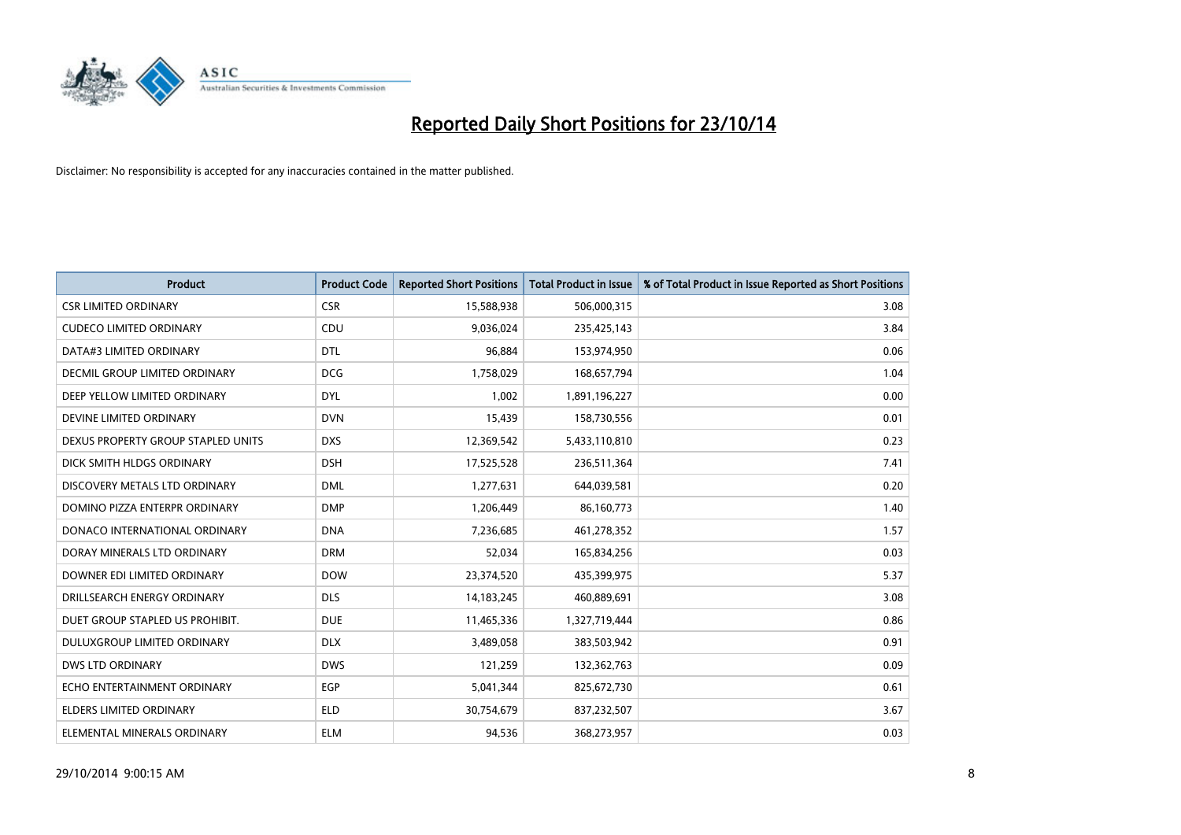# Reported Daily Short Positions for 23/10/14

Disclaimer: No responsibility is accepted for any inaccuracies contained in the matter published.

| Product | Product Code | Reported Short Positions | Total Product in Issue | % of Total Product in Issue Reported as Short Positions |
|---|---|---|---|---|
| CSR LIMITED ORDINARY | CSR | 15,588,938 | 506,000,315 | 3.08 |
| CUDECO LIMITED ORDINARY | CDU | 9,036,024 | 235,425,143 | 3.84 |
| DATA#3 LIMITED ORDINARY | DTL | 96,884 | 153,974,950 | 0.06 |
| DECMIL GROUP LIMITED ORDINARY | DCG | 1,758,029 | 168,657,794 | 1.04 |
| DEEP YELLOW LIMITED ORDINARY | DYL | 1,002 | 1,891,196,227 | 0.00 |
| DEVINE LIMITED ORDINARY | DVN | 15,439 | 158,730,556 | 0.01 |
| DEXUS PROPERTY GROUP STAPLED UNITS | DXS | 12,369,542 | 5,433,110,810 | 0.23 |
| DICK SMITH HLDGS ORDINARY | DSH | 17,525,528 | 236,511,364 | 7.41 |
| DISCOVERY METALS LTD ORDINARY | DML | 1,277,631 | 644,039,581 | 0.20 |
| DOMINO PIZZA ENTERPR ORDINARY | DMP | 1,206,449 | 86,160,773 | 1.40 |
| DONACO INTERNATIONAL ORDINARY | DNA | 7,236,685 | 461,278,352 | 1.57 |
| DORAY MINERALS LTD ORDINARY | DRM | 52,034 | 165,834,256 | 0.03 |
| DOWNER EDI LIMITED ORDINARY | DOW | 23,374,520 | 435,399,975 | 5.37 |
| DRILLSEARCH ENERGY ORDINARY | DLS | 14,183,245 | 460,889,691 | 3.08 |
| DUET GROUP STAPLED US PROHIBIT. | DUE | 11,465,336 | 1,327,719,444 | 0.86 |
| DULUXGROUP LIMITED ORDINARY | DLX | 3,489,058 | 383,503,942 | 0.91 |
| DWS LTD ORDINARY | DWS | 121,259 | 132,362,763 | 0.09 |
| ECHO ENTERTAINMENT ORDINARY | EGP | 5,041,344 | 825,672,730 | 0.61 |
| ELDERS LIMITED ORDINARY | ELD | 30,754,679 | 837,232,507 | 3.67 |
| ELEMENTAL MINERALS ORDINARY | ELM | 94,536 | 368,273,957 | 0.03 |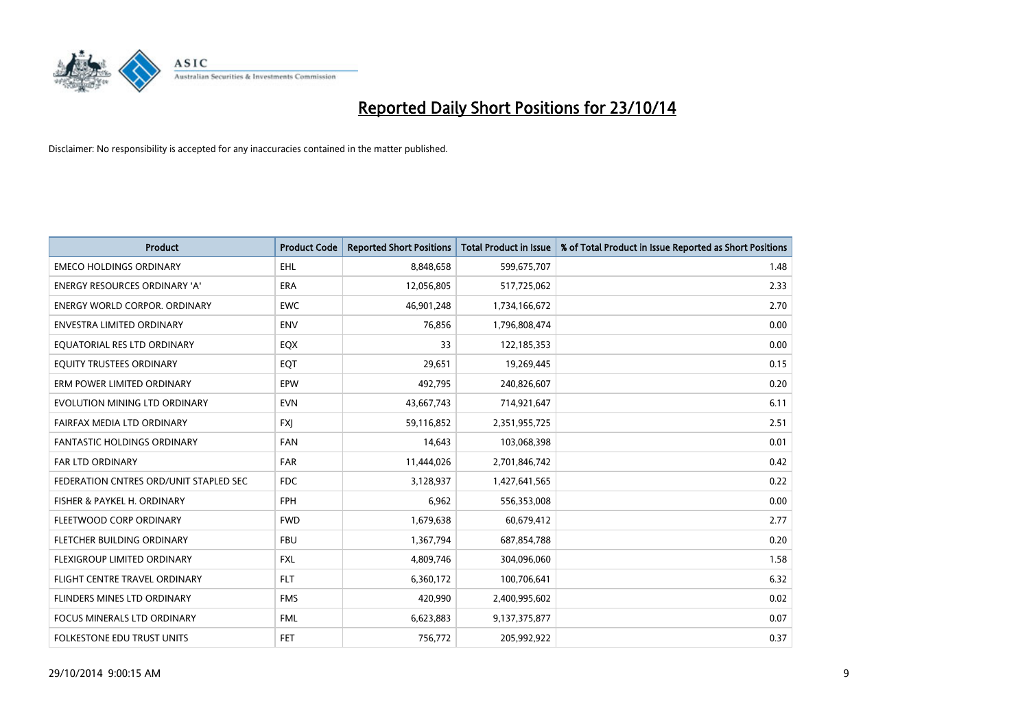# Reported Daily Short Positions for 23/10/14

Disclaimer: No responsibility is accepted for any inaccuracies contained in the matter published.

| Product | Product Code | Reported Short Positions | Total Product in Issue | % of Total Product in Issue Reported as Short Positions |
|---|---|---|---|---|
| EMECO HOLDINGS ORDINARY | EHL | 8,848,658 | 599,675,707 | 1.48 |
| ENERGY RESOURCES ORDINARY 'A' | ERA | 12,056,805 | 517,725,062 | 2.33 |
| ENERGY WORLD CORPOR. ORDINARY | EWC | 46,901,248 | 1,734,166,672 | 2.70 |
| ENVESTRA LIMITED ORDINARY | ENV | 76,856 | 1,796,808,474 | 0.00 |
| EQUATORIAL RES LTD ORDINARY | EQX | 33 | 122,185,353 | 0.00 |
| EQUITY TRUSTEES ORDINARY | EQT | 29,651 | 19,269,445 | 0.15 |
| ERM POWER LIMITED ORDINARY | EPW | 492,795 | 240,826,607 | 0.20 |
| EVOLUTION MINING LTD ORDINARY | EVN | 43,667,743 | 714,921,647 | 6.11 |
| FAIRFAX MEDIA LTD ORDINARY | FXJ | 59,116,852 | 2,351,955,725 | 2.51 |
| FANTASTIC HOLDINGS ORDINARY | FAN | 14,643 | 103,068,398 | 0.01 |
| FAR LTD ORDINARY | FAR | 11,444,026 | 2,701,846,742 | 0.42 |
| FEDERATION CNTRES ORD/UNIT STAPLED SEC | FDC | 3,128,937 | 1,427,641,565 | 0.22 |
| FISHER & PAYKEL H. ORDINARY | FPH | 6,962 | 556,353,008 | 0.00 |
| FLEETWOOD CORP ORDINARY | FWD | 1,679,638 | 60,679,412 | 2.77 |
| FLETCHER BUILDING ORDINARY | FBU | 1,367,794 | 687,854,788 | 0.20 |
| FLEXIGROUP LIMITED ORDINARY | FXL | 4,809,746 | 304,096,060 | 1.58 |
| FLIGHT CENTRE TRAVEL ORDINARY | FLT | 6,360,172 | 100,706,641 | 6.32 |
| FLINDERS MINES LTD ORDINARY | FMS | 420,990 | 2,400,995,602 | 0.02 |
| FOCUS MINERALS LTD ORDINARY | FML | 6,623,883 | 9,137,375,877 | 0.07 |
| FOLKESTONE EDU TRUST UNITS | FET | 756,772 | 205,992,922 | 0.37 |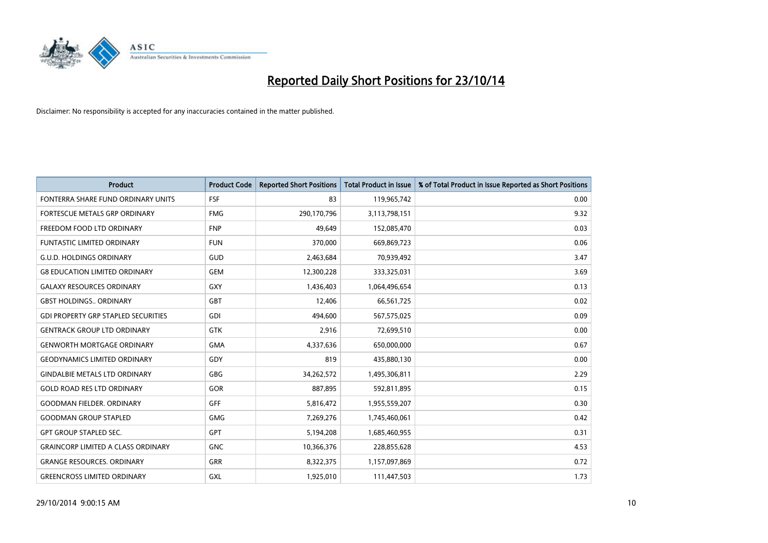# Reported Daily Short Positions for 23/10/14

Disclaimer: No responsibility is accepted for any inaccuracies contained in the matter published.

| Product | Product Code | Reported Short Positions | Total Product in Issue | % of Total Product in Issue Reported as Short Positions |
|---|---|---|---|---|
| FONTERRA SHARE FUND ORDINARY UNITS | FSF | 83 | 119,965,742 | 0.00 |
| FORTESCUE METALS GRP ORDINARY | FMG | 290,170,796 | 3,113,798,151 | 9.32 |
| FREEDOM FOOD LTD ORDINARY | FNP | 49,649 | 152,085,470 | 0.03 |
| FUNTASTIC LIMITED ORDINARY | FUN | 370,000 | 669,869,723 | 0.06 |
| G.U.D. HOLDINGS ORDINARY | GUD | 2,463,684 | 70,939,492 | 3.47 |
| G8 EDUCATION LIMITED ORDINARY | GEM | 12,300,228 | 333,325,031 | 3.69 |
| GALAXY RESOURCES ORDINARY | GXY | 1,436,403 | 1,064,496,654 | 0.13 |
| GBST HOLDINGS.. ORDINARY | GBT | 12,406 | 66,561,725 | 0.02 |
| GDI PROPERTY GRP STAPLED SECURITIES | GDI | 494,600 | 567,575,025 | 0.09 |
| GENTRACK GROUP LTD ORDINARY | GTK | 2,916 | 72,699,510 | 0.00 |
| GENWORTH MORTGAGE ORDINARY | GMA | 4,337,636 | 650,000,000 | 0.67 |
| GEODYNAMICS LIMITED ORDINARY | GDY | 819 | 435,880,130 | 0.00 |
| GINDALBIE METALS LTD ORDINARY | GBG | 34,262,572 | 1,495,306,811 | 2.29 |
| GOLD ROAD RES LTD ORDINARY | GOR | 887,895 | 592,811,895 | 0.15 |
| GOODMAN FIELDER. ORDINARY | GFF | 5,816,472 | 1,955,559,207 | 0.30 |
| GOODMAN GROUP STAPLED | GMG | 7,269,276 | 1,745,460,061 | 0.42 |
| GPT GROUP STAPLED SEC. | GPT | 5,194,208 | 1,685,460,955 | 0.31 |
| GRAINCORP LIMITED A CLASS ORDINARY | GNC | 10,366,376 | 228,855,628 | 4.53 |
| GRANGE RESOURCES. ORDINARY | GRR | 8,322,375 | 1,157,097,869 | 0.72 |
| GREENCROSS LIMITED ORDINARY | GXL | 1,925,010 | 111,447,503 | 1.73 |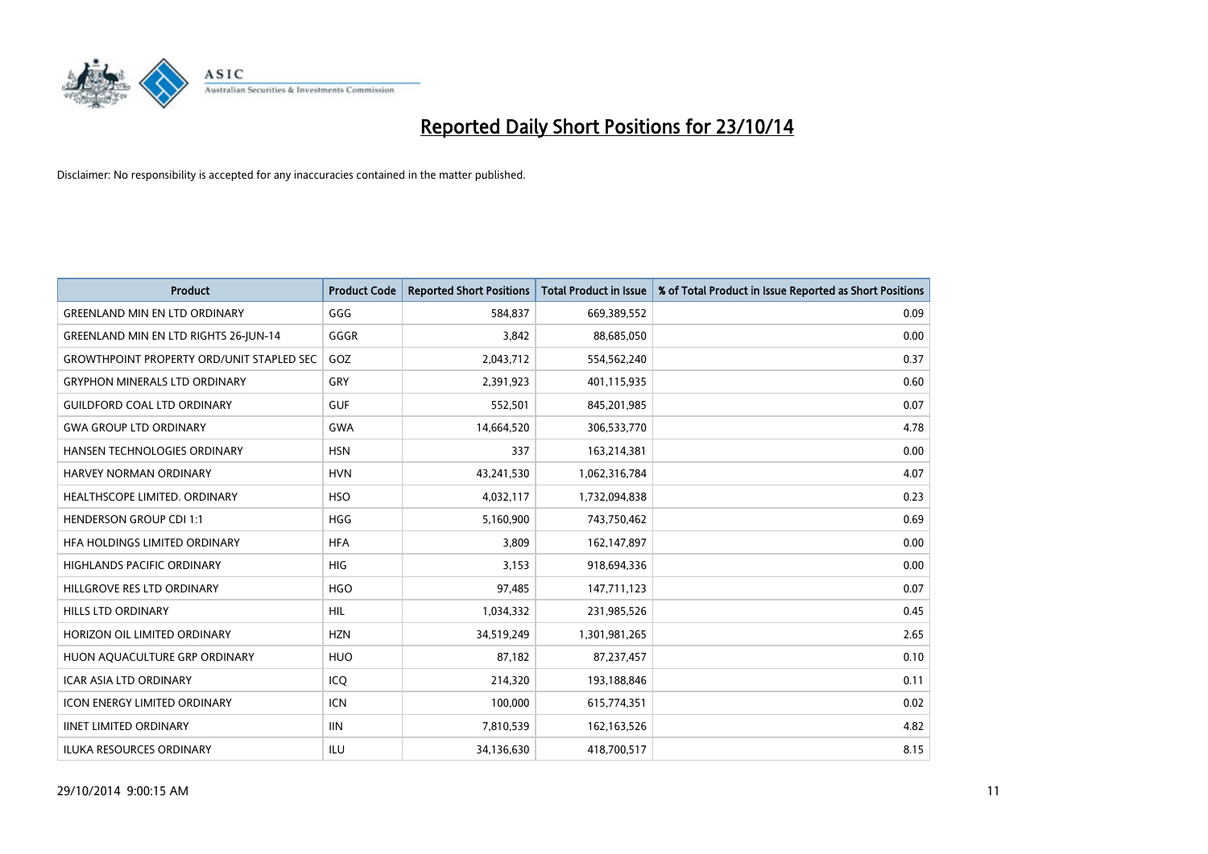# Reported Daily Short Positions for 23/10/14

Disclaimer: No responsibility is accepted for any inaccuracies contained in the matter published.

| Product | Product Code | Reported Short Positions | Total Product in Issue | % of Total Product in Issue Reported as Short Positions |
|---|---|---|---|---|
| GREENLAND MIN EN LTD ORDINARY | GGG | 584,837 | 669,389,552 | 0.09 |
| GREENLAND MIN EN LTD RIGHTS 26-JUN-14 | GGGR | 3,842 | 88,685,050 | 0.00 |
| GROWTHPOINT PROPERTY ORD/UNIT STAPLED SEC | GOZ | 2,043,712 | 554,562,240 | 0.37 |
| GRYPHON MINERALS LTD ORDINARY | GRY | 2,391,923 | 401,115,935 | 0.60 |
| GUILDFORD COAL LTD ORDINARY | GUF | 552,501 | 845,201,985 | 0.07 |
| GWA GROUP LTD ORDINARY | GWA | 14,664,520 | 306,533,770 | 4.78 |
| HANSEN TECHNOLOGIES ORDINARY | HSN | 337 | 163,214,381 | 0.00 |
| HARVEY NORMAN ORDINARY | HVN | 43,241,530 | 1,062,316,784 | 4.07 |
| HEALTHSCOPE LIMITED. ORDINARY | HSO | 4,032,117 | 1,732,094,838 | 0.23 |
| HENDERSON GROUP CDI 1:1 | HGG | 5,160,900 | 743,750,462 | 0.69 |
| HFA HOLDINGS LIMITED ORDINARY | HFA | 3,809 | 162,147,897 | 0.00 |
| HIGHLANDS PACIFIC ORDINARY | HIG | 3,153 | 918,694,336 | 0.00 |
| HILLGROVE RES LTD ORDINARY | HGO | 97,485 | 147,711,123 | 0.07 |
| HILLS LTD ORDINARY | HIL | 1,034,332 | 231,985,526 | 0.45 |
| HORIZON OIL LIMITED ORDINARY | HZN | 34,519,249 | 1,301,981,265 | 2.65 |
| HUON AQUACULTURE GRP ORDINARY | HUO | 87,182 | 87,237,457 | 0.10 |
| ICAR ASIA LTD ORDINARY | ICQ | 214,320 | 193,188,846 | 0.11 |
| ICON ENERGY LIMITED ORDINARY | ICN | 100,000 | 615,774,351 | 0.02 |
| IINET LIMITED ORDINARY | IIN | 7,810,539 | 162,163,526 | 4.82 |
| ILUKA RESOURCES ORDINARY | ILU | 34,136,630 | 418,700,517 | 8.15 |

29/10/2014 9:00:15 AM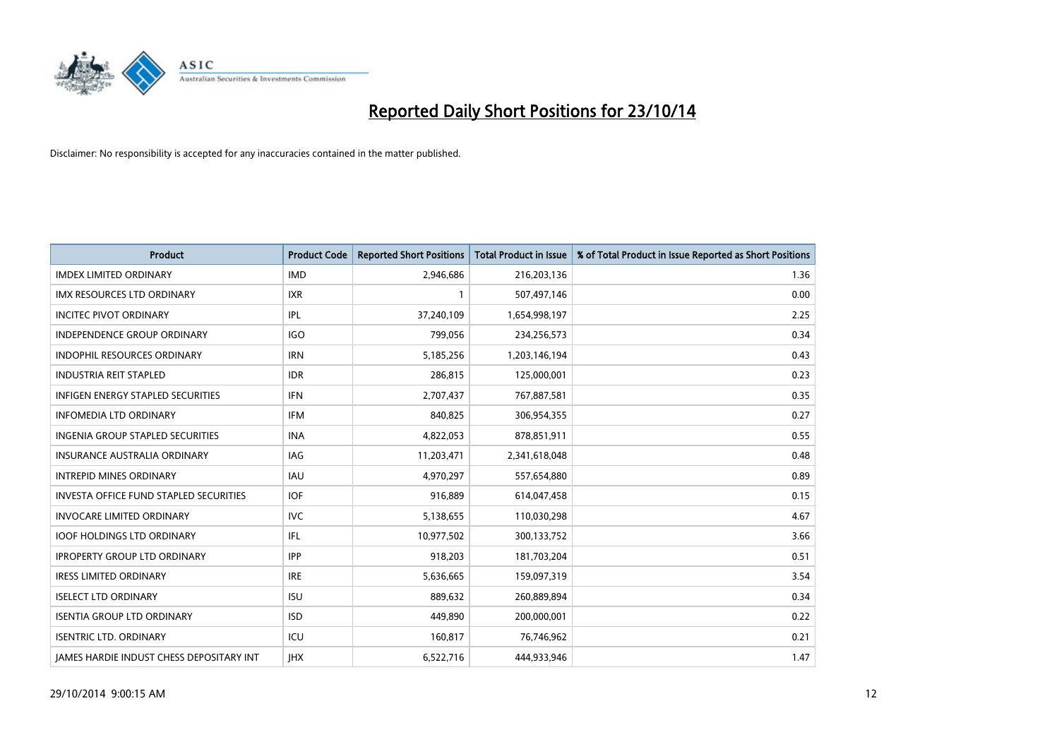# Reported Daily Short Positions for 23/10/14

Disclaimer: No responsibility is accepted for any inaccuracies contained in the matter published.

| Product | Product Code | Reported Short Positions | Total Product in Issue | % of Total Product in Issue Reported as Short Positions |
|---|---|---|---|---|
| IMDEX LIMITED ORDINARY | IMD | 2,946,686 | 216,203,136 | 1.36 |
| IMX RESOURCES LTD ORDINARY | IXR | 1 | 507,497,146 | 0.00 |
| INCITEC PIVOT ORDINARY | IPL | 37,240,109 | 1,654,998,197 | 2.25 |
| INDEPENDENCE GROUP ORDINARY | IGO | 799,056 | 234,256,573 | 0.34 |
| INDOPHIL RESOURCES ORDINARY | IRN | 5,185,256 | 1,203,146,194 | 0.43 |
| INDUSTRIA REIT STAPLED | IDR | 286,815 | 125,000,001 | 0.23 |
| INFIGEN ENERGY STAPLED SECURITIES | IFN | 2,707,437 | 767,887,581 | 0.35 |
| INFOMEDIA LTD ORDINARY | IFM | 840,825 | 306,954,355 | 0.27 |
| INGENIA GROUP STAPLED SECURITIES | INA | 4,822,053 | 878,851,911 | 0.55 |
| INSURANCE AUSTRALIA ORDINARY | IAG | 11,203,471 | 2,341,618,048 | 0.48 |
| INTREPID MINES ORDINARY | IAU | 4,970,297 | 557,654,880 | 0.89 |
| INVESTA OFFICE FUND STAPLED SECURITIES | IOF | 916,889 | 614,047,458 | 0.15 |
| INVOCARE LIMITED ORDINARY | IVC | 5,138,655 | 110,030,298 | 4.67 |
| IOOF HOLDINGS LTD ORDINARY | IFL | 10,977,502 | 300,133,752 | 3.66 |
| IPROPERTY GROUP LTD ORDINARY | IPP | 918,203 | 181,703,204 | 0.51 |
| IRESS LIMITED ORDINARY | IRE | 5,636,665 | 159,097,319 | 3.54 |
| ISELECT LTD ORDINARY | ISU | 889,632 | 260,889,894 | 0.34 |
| ISENTIA GROUP LTD ORDINARY | ISD | 449,890 | 200,000,001 | 0.22 |
| ISENTRIC LTD. ORDINARY | ICU | 160,817 | 76,746,962 | 0.21 |
| JAMES HARDIE INDUST CHESS DEPOSITARY INT | JHX | 6,522,716 | 444,933,946 | 1.47 |

29/10/2014 9:00:15 AM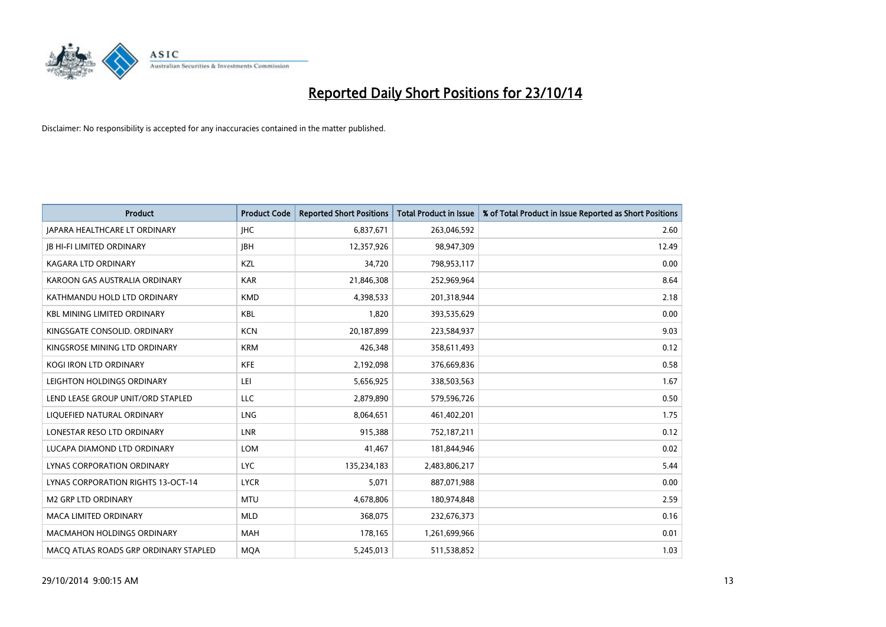# Reported Daily Short Positions for 23/10/14

Disclaimer: No responsibility is accepted for any inaccuracies contained in the matter published.

| Product | Product Code | Reported Short Positions | Total Product in Issue | % of Total Product in Issue Reported as Short Positions |
|---|---|---|---|---|
| JAPARA HEALTHCARE LT ORDINARY | JHC | 6,837,671 | 263,046,592 | 2.60 |
| JB HI-FI LIMITED ORDINARY | JBH | 12,357,926 | 98,947,309 | 12.49 |
| KAGARA LTD ORDINARY | KZL | 34,720 | 798,953,117 | 0.00 |
| KAROON GAS AUSTRALIA ORDINARY | KAR | 21,846,308 | 252,969,964 | 8.64 |
| KATHMANDU HOLD LTD ORDINARY | KMD | 4,398,533 | 201,318,944 | 2.18 |
| KBL MINING LIMITED ORDINARY | KBL | 1,820 | 393,535,629 | 0.00 |
| KINGSGATE CONSOLID. ORDINARY | KCN | 20,187,899 | 223,584,937 | 9.03 |
| KINGSROSE MINING LTD ORDINARY | KRM | 426,348 | 358,611,493 | 0.12 |
| KOGI IRON LTD ORDINARY | KFE | 2,192,098 | 376,669,836 | 0.58 |
| LEIGHTON HOLDINGS ORDINARY | LEI | 5,656,925 | 338,503,563 | 1.67 |
| LEND LEASE GROUP UNIT/ORD STAPLED | LLC | 2,879,890 | 579,596,726 | 0.50 |
| LIQUEFIED NATURAL ORDINARY | LNG | 8,064,651 | 461,402,201 | 1.75 |
| LONESTAR RESO LTD ORDINARY | LNR | 915,388 | 752,187,211 | 0.12 |
| LUCAPA DIAMOND LTD ORDINARY | LOM | 41,467 | 181,844,946 | 0.02 |
| LYNAS CORPORATION ORDINARY | LYC | 135,234,183 | 2,483,806,217 | 5.44 |
| LYNAS CORPORATION RIGHTS 13-OCT-14 | LYCR | 5,071 | 887,071,988 | 0.00 |
| M2 GRP LTD ORDINARY | MTU | 4,678,806 | 180,974,848 | 2.59 |
| MACA LIMITED ORDINARY | MLD | 368,075 | 232,676,373 | 0.16 |
| MACMAHON HOLDINGS ORDINARY | MAH | 178,165 | 1,261,699,966 | 0.01 |
| MACQ ATLAS ROADS GRP ORDINARY STAPLED | MQA | 5,245,013 | 511,538,852 | 1.03 |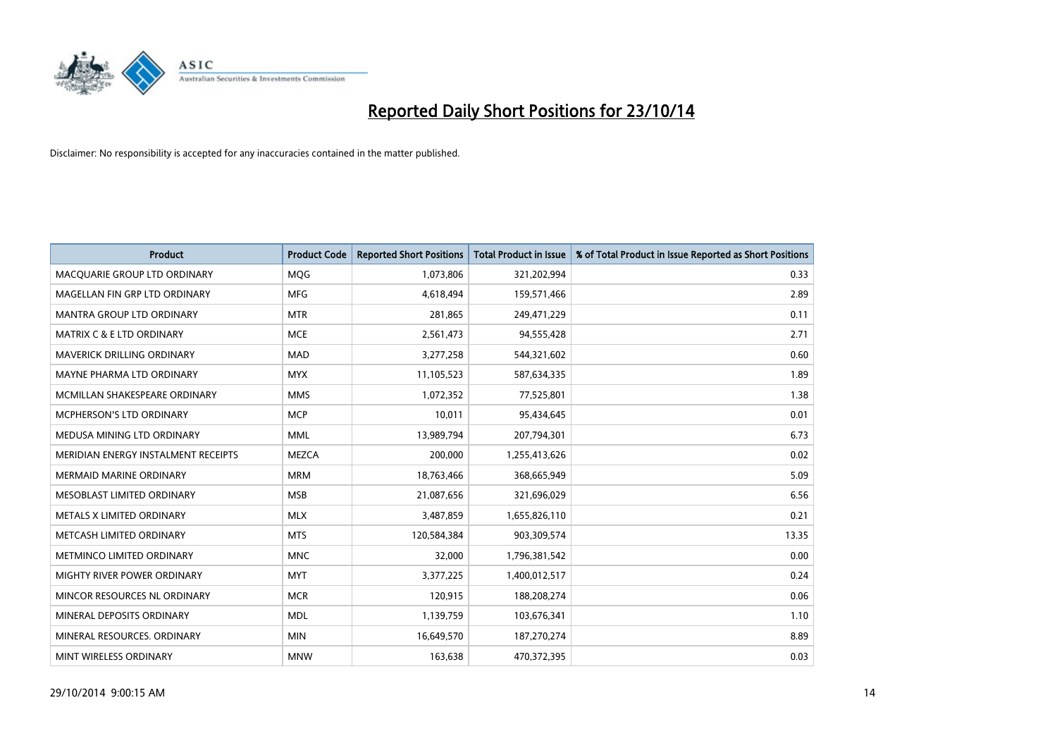# Reported Daily Short Positions for 23/10/14

Disclaimer: No responsibility is accepted for any inaccuracies contained in the matter published.

| Product | Product Code | Reported Short Positions | Total Product in Issue | % of Total Product in Issue Reported as Short Positions |
|---|---|---|---|---|
| MACQUARIE GROUP LTD ORDINARY | MQG | 1,073,806 | 321,202,994 | 0.33 |
| MAGELLAN FIN GRP LTD ORDINARY | MFG | 4,618,494 | 159,571,466 | 2.89 |
| MANTRA GROUP LTD ORDINARY | MTR | 281,865 | 249,471,229 | 0.11 |
| MATRIX C & E LTD ORDINARY | MCE | 2,561,473 | 94,555,428 | 2.71 |
| MAVERICK DRILLING ORDINARY | MAD | 3,277,258 | 544,321,602 | 0.60 |
| MAYNE PHARMA LTD ORDINARY | MYX | 11,105,523 | 587,634,335 | 1.89 |
| MCMILLAN SHAKESPEARE ORDINARY | MMS | 1,072,352 | 77,525,801 | 1.38 |
| MCPHERSON'S LTD ORDINARY | MCP | 10,011 | 95,434,645 | 0.01 |
| MEDUSA MINING LTD ORDINARY | MML | 13,989,794 | 207,794,301 | 6.73 |
| MERIDIAN ENERGY INSTALMENT RECEIPTS | MEZCA | 200,000 | 1,255,413,626 | 0.02 |
| MERMAID MARINE ORDINARY | MRM | 18,763,466 | 368,665,949 | 5.09 |
| MESOBLAST LIMITED ORDINARY | MSB | 21,087,656 | 321,696,029 | 6.56 |
| METALS X LIMITED ORDINARY | MLX | 3,487,859 | 1,655,826,110 | 0.21 |
| METCASH LIMITED ORDINARY | MTS | 120,584,384 | 903,309,574 | 13.35 |
| METMINCO LIMITED ORDINARY | MNC | 32,000 | 1,796,381,542 | 0.00 |
| MIGHTY RIVER POWER ORDINARY | MYT | 3,377,225 | 1,400,012,517 | 0.24 |
| MINCOR RESOURCES NL ORDINARY | MCR | 120,915 | 188,208,274 | 0.06 |
| MINERAL DEPOSITS ORDINARY | MDL | 1,139,759 | 103,676,341 | 1.10 |
| MINERAL RESOURCES. ORDINARY | MIN | 16,649,570 | 187,270,274 | 8.89 |
| MINT WIRELESS ORDINARY | MNW | 163,638 | 470,372,395 | 0.03 |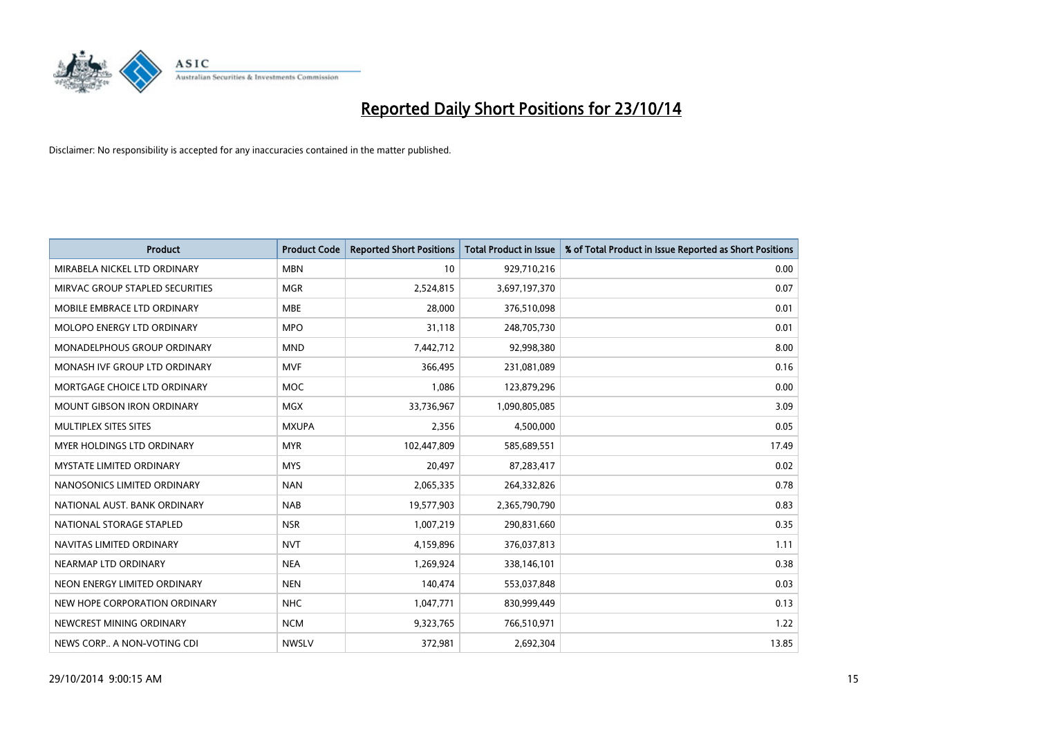# Reported Daily Short Positions for 23/10/14

Disclaimer: No responsibility is accepted for any inaccuracies contained in the matter published.

| Product | Product Code | Reported Short Positions | Total Product in Issue | % of Total Product in Issue Reported as Short Positions |
|---|---|---|---|---|
| MIRABELA NICKEL LTD ORDINARY | MBN | 10 | 929,710,216 | 0.00 |
| MIRVAC GROUP STAPLED SECURITIES | MGR | 2,524,815 | 3,697,197,370 | 0.07 |
| MOBILE EMBRACE LTD ORDINARY | MBE | 28,000 | 376,510,098 | 0.01 |
| MOLOPO ENERGY LTD ORDINARY | MPO | 31,118 | 248,705,730 | 0.01 |
| MONADELPHOUS GROUP ORDINARY | MND | 7,442,712 | 92,998,380 | 8.00 |
| MONASH IVF GROUP LTD ORDINARY | MVF | 366,495 | 231,081,089 | 0.16 |
| MORTGAGE CHOICE LTD ORDINARY | MOC | 1,086 | 123,879,296 | 0.00 |
| MOUNT GIBSON IRON ORDINARY | MGX | 33,736,967 | 1,090,805,085 | 3.09 |
| MULTIPLEX SITES SITES | MXUPA | 2,356 | 4,500,000 | 0.05 |
| MYER HOLDINGS LTD ORDINARY | MYR | 102,447,809 | 585,689,551 | 17.49 |
| MYSTATE LIMITED ORDINARY | MYS | 20,497 | 87,283,417 | 0.02 |
| NANOSONICS LIMITED ORDINARY | NAN | 2,065,335 | 264,332,826 | 0.78 |
| NATIONAL AUST. BANK ORDINARY | NAB | 19,577,903 | 2,365,790,790 | 0.83 |
| NATIONAL STORAGE STAPLED | NSR | 1,007,219 | 290,831,660 | 0.35 |
| NAVITAS LIMITED ORDINARY | NVT | 4,159,896 | 376,037,813 | 1.11 |
| NEARMAP LTD ORDINARY | NEA | 1,269,924 | 338,146,101 | 0.38 |
| NEON ENERGY LIMITED ORDINARY | NEN | 140,474 | 553,037,848 | 0.03 |
| NEW HOPE CORPORATION ORDINARY | NHC | 1,047,771 | 830,999,449 | 0.13 |
| NEWCREST MINING ORDINARY | NCM | 9,323,765 | 766,510,971 | 1.22 |
| NEWS CORP.. A NON-VOTING CDI | NWSLV | 372,981 | 2,692,304 | 13.85 |

29/10/2014 9:00:15 AM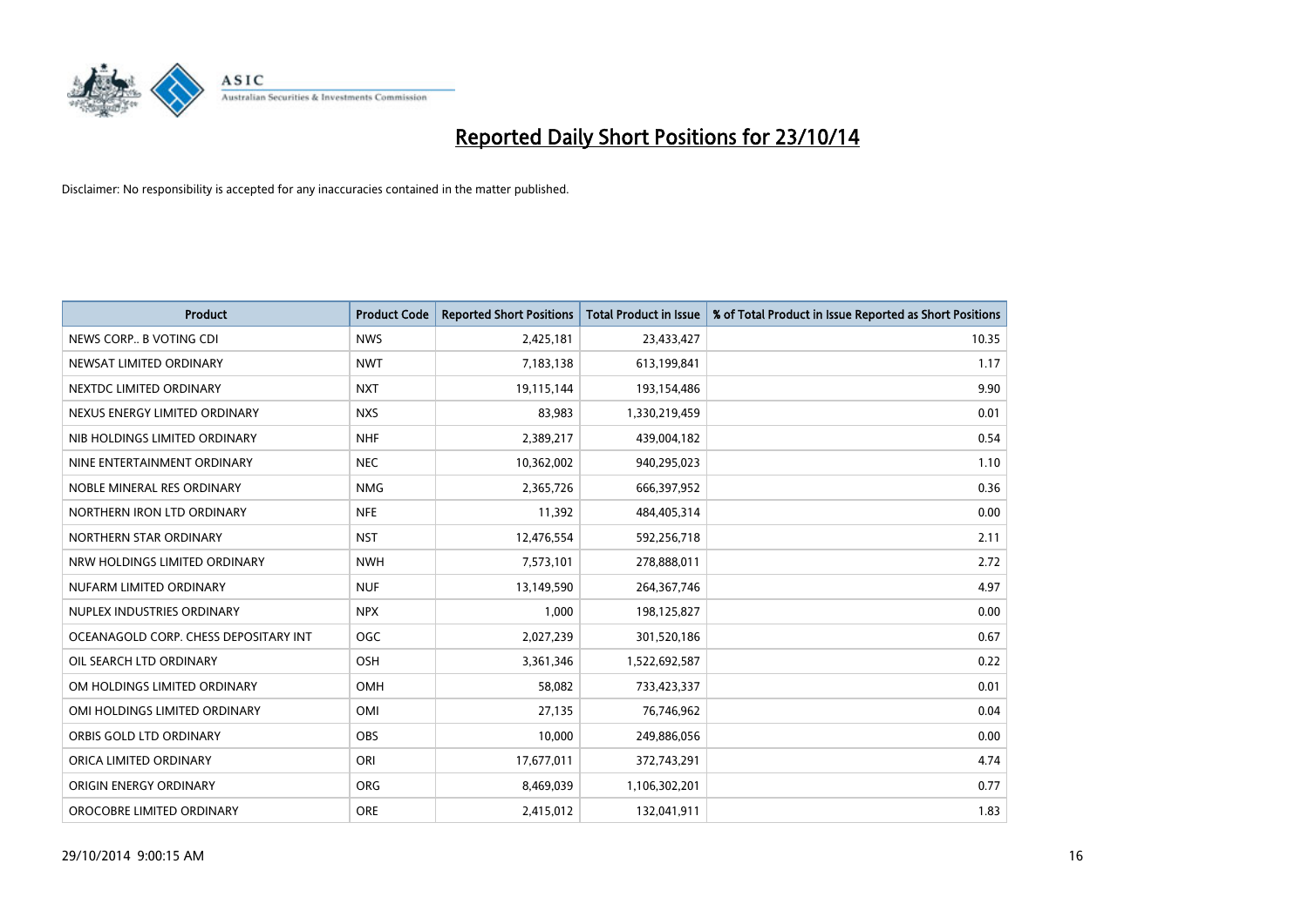# Reported Daily Short Positions for 23/10/14

Disclaimer: No responsibility is accepted for any inaccuracies contained in the matter published.

| Product | Product Code | Reported Short Positions | Total Product in Issue | % of Total Product in Issue Reported as Short Positions |
|---|---|---|---|---|
| NEWS CORP.. B VOTING CDI | NWS | 2,425,181 | 23,433,427 | 10.35 |
| NEWSAT LIMITED ORDINARY | NWT | 7,183,138 | 613,199,841 | 1.17 |
| NEXTDC LIMITED ORDINARY | NXT | 19,115,144 | 193,154,486 | 9.90 |
| NEXUS ENERGY LIMITED ORDINARY | NXS | 83,983 | 1,330,219,459 | 0.01 |
| NIB HOLDINGS LIMITED ORDINARY | NHF | 2,389,217 | 439,004,182 | 0.54 |
| NINE ENTERTAINMENT ORDINARY | NEC | 10,362,002 | 940,295,023 | 1.10 |
| NOBLE MINERAL RES ORDINARY | NMG | 2,365,726 | 666,397,952 | 0.36 |
| NORTHERN IRON LTD ORDINARY | NFE | 11,392 | 484,405,314 | 0.00 |
| NORTHERN STAR ORDINARY | NST | 12,476,554 | 592,256,718 | 2.11 |
| NRW HOLDINGS LIMITED ORDINARY | NWH | 7,573,101 | 278,888,011 | 2.72 |
| NUFARM LIMITED ORDINARY | NUF | 13,149,590 | 264,367,746 | 4.97 |
| NUPLEX INDUSTRIES ORDINARY | NPX | 1,000 | 198,125,827 | 0.00 |
| OCEANAGOLD CORP. CHESS DEPOSITARY INT | OGC | 2,027,239 | 301,520,186 | 0.67 |
| OIL SEARCH LTD ORDINARY | OSH | 3,361,346 | 1,522,692,587 | 0.22 |
| OM HOLDINGS LIMITED ORDINARY | OMH | 58,082 | 733,423,337 | 0.01 |
| OMI HOLDINGS LIMITED ORDINARY | OMI | 27,135 | 76,746,962 | 0.04 |
| ORBIS GOLD LTD ORDINARY | OBS | 10,000 | 249,886,056 | 0.00 |
| ORICA LIMITED ORDINARY | ORI | 17,677,011 | 372,743,291 | 4.74 |
| ORIGIN ENERGY ORDINARY | ORG | 8,469,039 | 1,106,302,201 | 0.77 |
| OROCOBRE LIMITED ORDINARY | ORE | 2,415,012 | 132,041,911 | 1.83 |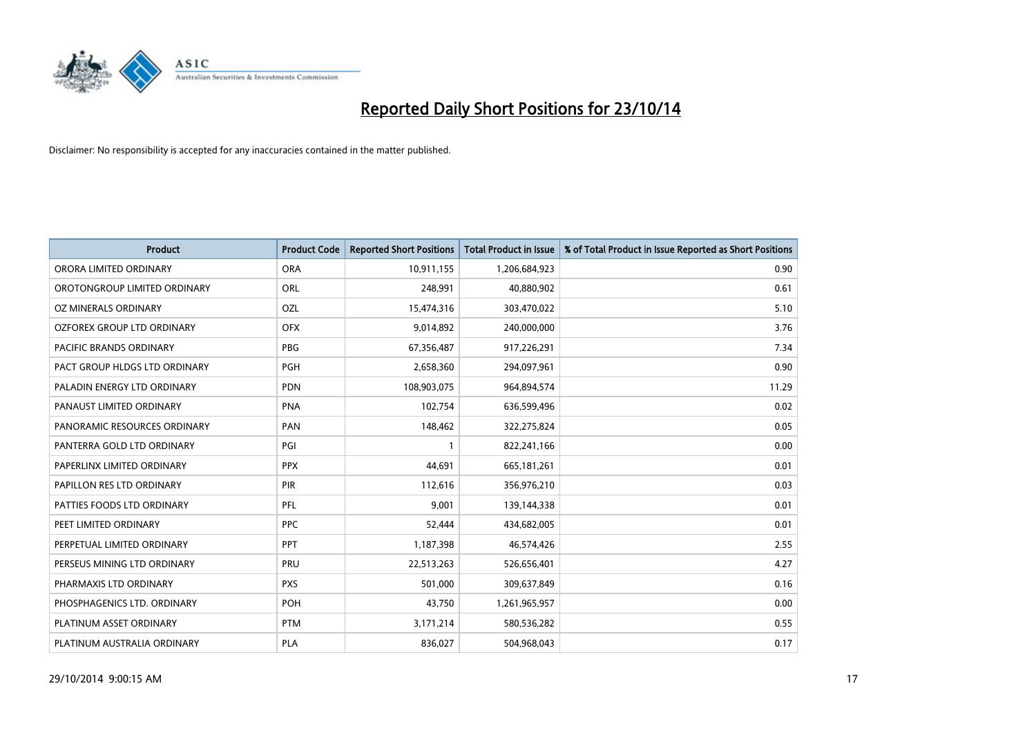# Reported Daily Short Positions for 23/10/14

Disclaimer: No responsibility is accepted for any inaccuracies contained in the matter published.

| Product | Product Code | Reported Short Positions | Total Product in Issue | % of Total Product in Issue Reported as Short Positions |
|---|---|---|---|---|
| ORORA LIMITED ORDINARY | ORA | 10,911,155 | 1,206,684,923 | 0.90 |
| OROTONGROUP LIMITED ORDINARY | ORL | 248,991 | 40,880,902 | 0.61 |
| OZ MINERALS ORDINARY | OZL | 15,474,316 | 303,470,022 | 5.10 |
| OZFOREX GROUP LTD ORDINARY | OFX | 9,014,892 | 240,000,000 | 3.76 |
| PACIFIC BRANDS ORDINARY | PBG | 67,356,487 | 917,226,291 | 7.34 |
| PACT GROUP HLDGS LTD ORDINARY | PGH | 2,658,360 | 294,097,961 | 0.90 |
| PALADIN ENERGY LTD ORDINARY | PDN | 108,903,075 | 964,894,574 | 11.29 |
| PANAUST LIMITED ORDINARY | PNA | 102,754 | 636,599,496 | 0.02 |
| PANORAMIC RESOURCES ORDINARY | PAN | 148,462 | 322,275,824 | 0.05 |
| PANTERRA GOLD LTD ORDINARY | PGI | 1 | 822,241,166 | 0.00 |
| PAPERLINX LIMITED ORDINARY | PPX | 44,691 | 665,181,261 | 0.01 |
| PAPILLON RES LTD ORDINARY | PIR | 112,616 | 356,976,210 | 0.03 |
| PATTIES FOODS LTD ORDINARY | PFL | 9,001 | 139,144,338 | 0.01 |
| PEET LIMITED ORDINARY | PPC | 52,444 | 434,682,005 | 0.01 |
| PERPETUAL LIMITED ORDINARY | PPT | 1,187,398 | 46,574,426 | 2.55 |
| PERSEUS MINING LTD ORDINARY | PRU | 22,513,263 | 526,656,401 | 4.27 |
| PHARMAXIS LTD ORDINARY | PXS | 501,000 | 309,637,849 | 0.16 |
| PHOSPHAGENICS LTD. ORDINARY | POH | 43,750 | 1,261,965,957 | 0.00 |
| PLATINUM ASSET ORDINARY | PTM | 3,171,214 | 580,536,282 | 0.55 |
| PLATINUM AUSTRALIA ORDINARY | PLA | 836,027 | 504,968,043 | 0.17 |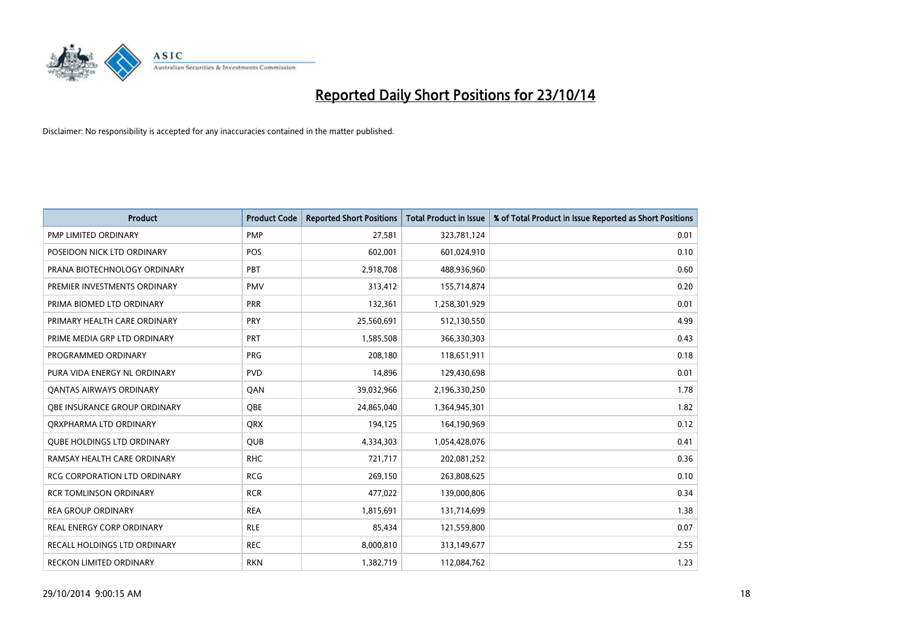# Reported Daily Short Positions for 23/10/14

Disclaimer: No responsibility is accepted for any inaccuracies contained in the matter published.

| Product | Product Code | Reported Short Positions | Total Product in Issue | % of Total Product in Issue Reported as Short Positions |
|---|---|---|---|---|
| PMP LIMITED ORDINARY | PMP | 27,581 | 323,781,124 | 0.01 |
| POSEIDON NICK LTD ORDINARY | POS | 602,001 | 601,024,910 | 0.10 |
| PRANA BIOTECHNOLOGY ORDINARY | PBT | 2,918,708 | 488,936,960 | 0.60 |
| PREMIER INVESTMENTS ORDINARY | PMV | 313,412 | 155,714,874 | 0.20 |
| PRIMA BIOMED LTD ORDINARY | PRR | 132,361 | 1,258,301,929 | 0.01 |
| PRIMARY HEALTH CARE ORDINARY | PRY | 25,560,691 | 512,130,550 | 4.99 |
| PRIME MEDIA GRP LTD ORDINARY | PRT | 1,585,508 | 366,330,303 | 0.43 |
| PROGRAMMED ORDINARY | PRG | 208,180 | 118,651,911 | 0.18 |
| PURA VIDA ENERGY NL ORDINARY | PVD | 14,896 | 129,430,698 | 0.01 |
| QANTAS AIRWAYS ORDINARY | QAN | 39,032,966 | 2,196,330,250 | 1.78 |
| QBE INSURANCE GROUP ORDINARY | QBE | 24,865,040 | 1,364,945,301 | 1.82 |
| QRXPHARMA LTD ORDINARY | QRX | 194,125 | 164,190,969 | 0.12 |
| QUBE HOLDINGS LTD ORDINARY | QUB | 4,334,303 | 1,054,428,076 | 0.41 |
| RAMSAY HEALTH CARE ORDINARY | RHC | 721,717 | 202,081,252 | 0.36 |
| RCG CORPORATION LTD ORDINARY | RCG | 269,150 | 263,808,625 | 0.10 |
| RCR TOMLINSON ORDINARY | RCR | 477,022 | 139,000,806 | 0.34 |
| REA GROUP ORDINARY | REA | 1,815,691 | 131,714,699 | 1.38 |
| REAL ENERGY CORP ORDINARY | RLE | 85,434 | 121,559,800 | 0.07 |
| RECALL HOLDINGS LTD ORDINARY | REC | 8,000,810 | 313,149,677 | 2.55 |
| RECKON LIMITED ORDINARY | RKN | 1,382,719 | 112,084,762 | 1.23 |

29/10/2014 9:00:15 AM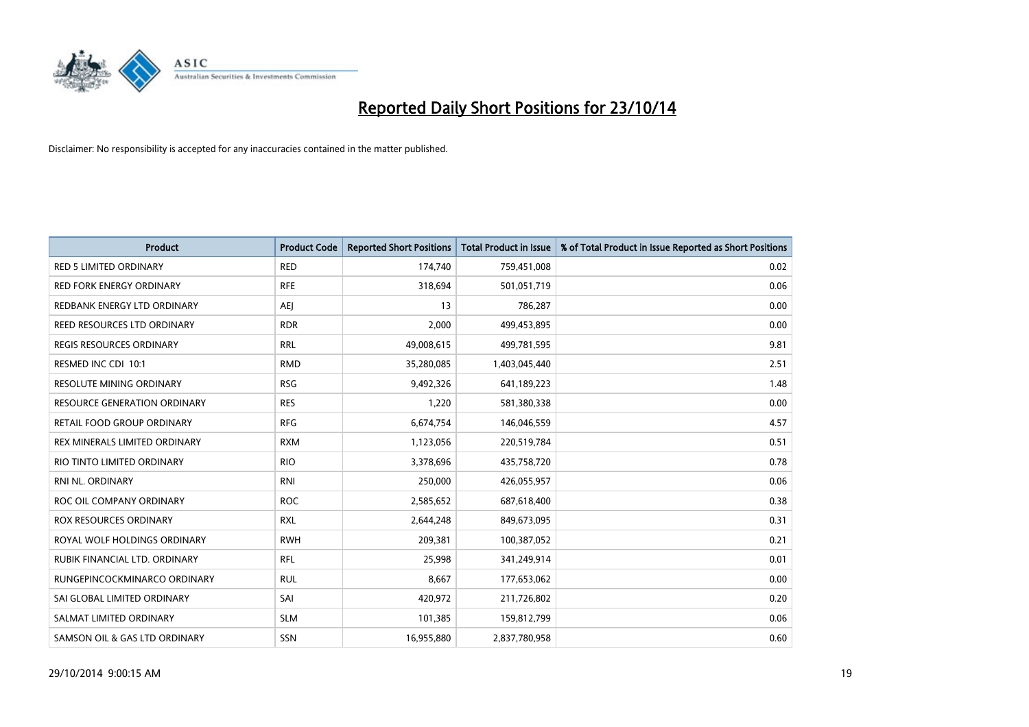# Reported Daily Short Positions for 23/10/14

Disclaimer: No responsibility is accepted for any inaccuracies contained in the matter published.

| Product | Product Code | Reported Short Positions | Total Product in Issue | % of Total Product in Issue Reported as Short Positions |
|---|---|---|---|---|
| RED 5 LIMITED ORDINARY | RED | 174,740 | 759,451,008 | 0.02 |
| RED FORK ENERGY ORDINARY | RFE | 318,694 | 501,051,719 | 0.06 |
| REDBANK ENERGY LTD ORDINARY | AEJ | 13 | 786,287 | 0.00 |
| REED RESOURCES LTD ORDINARY | RDR | 2,000 | 499,453,895 | 0.00 |
| REGIS RESOURCES ORDINARY | RRL | 49,008,615 | 499,781,595 | 9.81 |
| RESMED INC CDI 10:1 | RMD | 35,280,085 | 1,403,045,440 | 2.51 |
| RESOLUTE MINING ORDINARY | RSG | 9,492,326 | 641,189,223 | 1.48 |
| RESOURCE GENERATION ORDINARY | RES | 1,220 | 581,380,338 | 0.00 |
| RETAIL FOOD GROUP ORDINARY | RFG | 6,674,754 | 146,046,559 | 4.57 |
| REX MINERALS LIMITED ORDINARY | RXM | 1,123,056 | 220,519,784 | 0.51 |
| RIO TINTO LIMITED ORDINARY | RIO | 3,378,696 | 435,758,720 | 0.78 |
| RNI NL. ORDINARY | RNI | 250,000 | 426,055,957 | 0.06 |
| ROC OIL COMPANY ORDINARY | ROC | 2,585,652 | 687,618,400 | 0.38 |
| ROX RESOURCES ORDINARY | RXL | 2,644,248 | 849,673,095 | 0.31 |
| ROYAL WOLF HOLDINGS ORDINARY | RWH | 209,381 | 100,387,052 | 0.21 |
| RUBIK FINANCIAL LTD. ORDINARY | RFL | 25,998 | 341,249,914 | 0.01 |
| RUNGEPINCOCKMINARCO ORDINARY | RUL | 8,667 | 177,653,062 | 0.00 |
| SAI GLOBAL LIMITED ORDINARY | SAI | 420,972 | 211,726,802 | 0.20 |
| SALMAT LIMITED ORDINARY | SLM | 101,385 | 159,812,799 | 0.06 |
| SAMSON OIL & GAS LTD ORDINARY | SSN | 16,955,880 | 2,837,780,958 | 0.60 |

29/10/2014 9:00:15 AM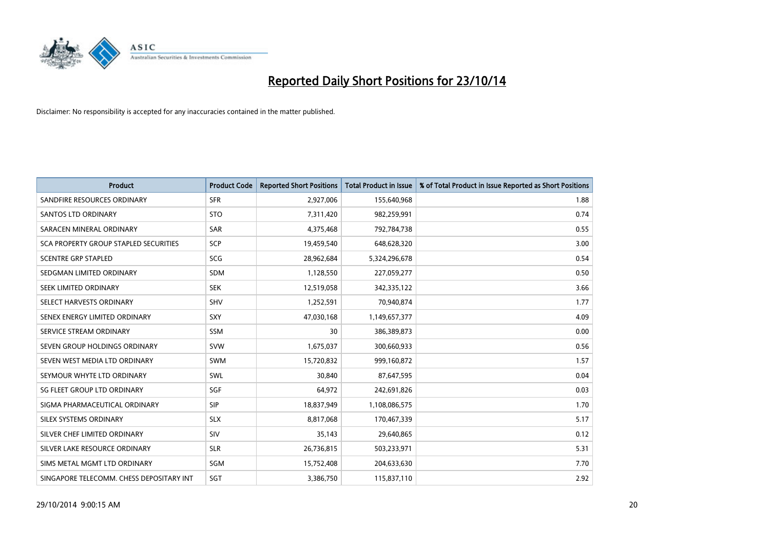# Reported Daily Short Positions for 23/10/14

Disclaimer: No responsibility is accepted for any inaccuracies contained in the matter published.

| Product | Product Code | Reported Short Positions | Total Product in Issue | % of Total Product in Issue Reported as Short Positions |
|---|---|---|---|---|
| SANDFIRE RESOURCES ORDINARY | SFR | 2,927,006 | 155,640,968 | 1.88 |
| SANTOS LTD ORDINARY | STO | 7,311,420 | 982,259,991 | 0.74 |
| SARACEN MINERAL ORDINARY | SAR | 4,375,468 | 792,784,738 | 0.55 |
| SCA PROPERTY GROUP STAPLED SECURITIES | SCP | 19,459,540 | 648,628,320 | 3.00 |
| SCENTRE GRP STAPLED | SCG | 28,962,684 | 5,324,296,678 | 0.54 |
| SEDGMAN LIMITED ORDINARY | SDM | 1,128,550 | 227,059,277 | 0.50 |
| SEEK LIMITED ORDINARY | SEK | 12,519,058 | 342,335,122 | 3.66 |
| SELECT HARVESTS ORDINARY | SHV | 1,252,591 | 70,940,874 | 1.77 |
| SENEX ENERGY LIMITED ORDINARY | SXY | 47,030,168 | 1,149,657,377 | 4.09 |
| SERVICE STREAM ORDINARY | SSM | 30 | 386,389,873 | 0.00 |
| SEVEN GROUP HOLDINGS ORDINARY | SVW | 1,675,037 | 300,660,933 | 0.56 |
| SEVEN WEST MEDIA LTD ORDINARY | SWM | 15,720,832 | 999,160,872 | 1.57 |
| SEYMOUR WHYTE LTD ORDINARY | SWL | 30,840 | 87,647,595 | 0.04 |
| SG FLEET GROUP LTD ORDINARY | SGF | 64,972 | 242,691,826 | 0.03 |
| SIGMA PHARMACEUTICAL ORDINARY | SIP | 18,837,949 | 1,108,086,575 | 1.70 |
| SILEX SYSTEMS ORDINARY | SLX | 8,817,068 | 170,467,339 | 5.17 |
| SILVER CHEF LIMITED ORDINARY | SIV | 35,143 | 29,640,865 | 0.12 |
| SILVER LAKE RESOURCE ORDINARY | SLR | 26,736,815 | 503,233,971 | 5.31 |
| SIMS METAL MGMT LTD ORDINARY | SGM | 15,752,408 | 204,633,630 | 7.70 |
| SINGAPORE TELECOMM. CHESS DEPOSITARY INT | SGT | 3,386,750 | 115,837,110 | 2.92 |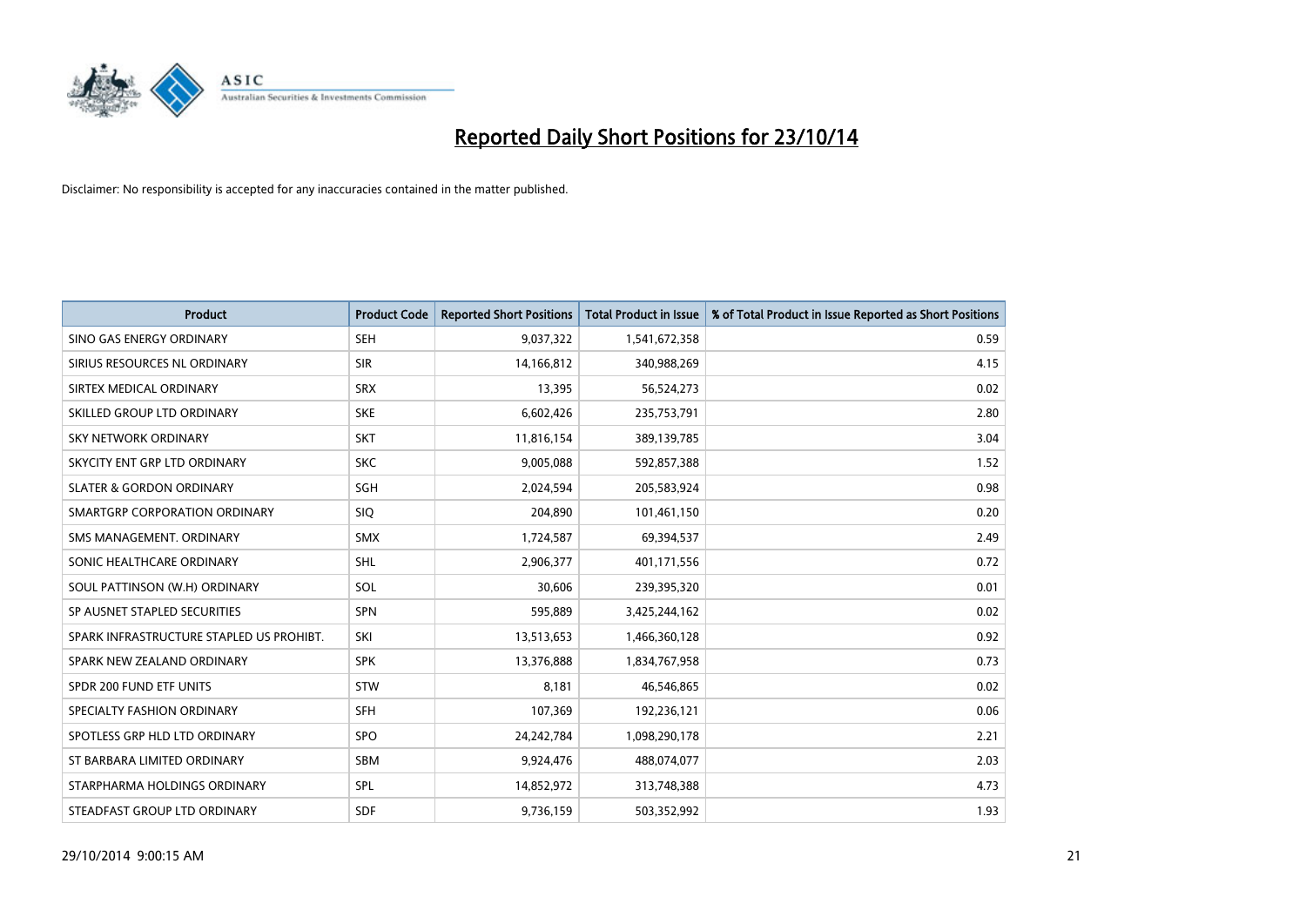# Reported Daily Short Positions for 23/10/14

Disclaimer: No responsibility is accepted for any inaccuracies contained in the matter published.

| Product | Product Code | Reported Short Positions | Total Product in Issue | % of Total Product in Issue Reported as Short Positions |
|---|---|---|---|---|
| SINO GAS ENERGY ORDINARY | SEH | 9,037,322 | 1,541,672,358 | 0.59 |
| SIRIUS RESOURCES NL ORDINARY | SIR | 14,166,812 | 340,988,269 | 4.15 |
| SIRTEX MEDICAL ORDINARY | SRX | 13,395 | 56,524,273 | 0.02 |
| SKILLED GROUP LTD ORDINARY | SKE | 6,602,426 | 235,753,791 | 2.80 |
| SKY NETWORK ORDINARY | SKT | 11,816,154 | 389,139,785 | 3.04 |
| SKYCITY ENT GRP LTD ORDINARY | SKC | 9,005,088 | 592,857,388 | 1.52 |
| SLATER & GORDON ORDINARY | SGH | 2,024,594 | 205,583,924 | 0.98 |
| SMARTGRP CORPORATION ORDINARY | SIQ | 204,890 | 101,461,150 | 0.20 |
| SMS MANAGEMENT. ORDINARY | SMX | 1,724,587 | 69,394,537 | 2.49 |
| SONIC HEALTHCARE ORDINARY | SHL | 2,906,377 | 401,171,556 | 0.72 |
| SOUL PATTINSON (W.H) ORDINARY | SOL | 30,606 | 239,395,320 | 0.01 |
| SP AUSNET STAPLED SECURITIES | SPN | 595,889 | 3,425,244,162 | 0.02 |
| SPARK INFRASTRUCTURE STAPLED US PROHIBT. | SKI | 13,513,653 | 1,466,360,128 | 0.92 |
| SPARK NEW ZEALAND ORDINARY | SPK | 13,376,888 | 1,834,767,958 | 0.73 |
| SPDR 200 FUND ETF UNITS | STW | 8,181 | 46,546,865 | 0.02 |
| SPECIALTY FASHION ORDINARY | SFH | 107,369 | 192,236,121 | 0.06 |
| SPOTLESS GRP HLD LTD ORDINARY | SPO | 24,242,784 | 1,098,290,178 | 2.21 |
| ST BARBARA LIMITED ORDINARY | SBM | 9,924,476 | 488,074,077 | 2.03 |
| STARPHARMA HOLDINGS ORDINARY | SPL | 14,852,972 | 313,748,388 | 4.73 |
| STEADFAST GROUP LTD ORDINARY | SDF | 9,736,159 | 503,352,992 | 1.93 |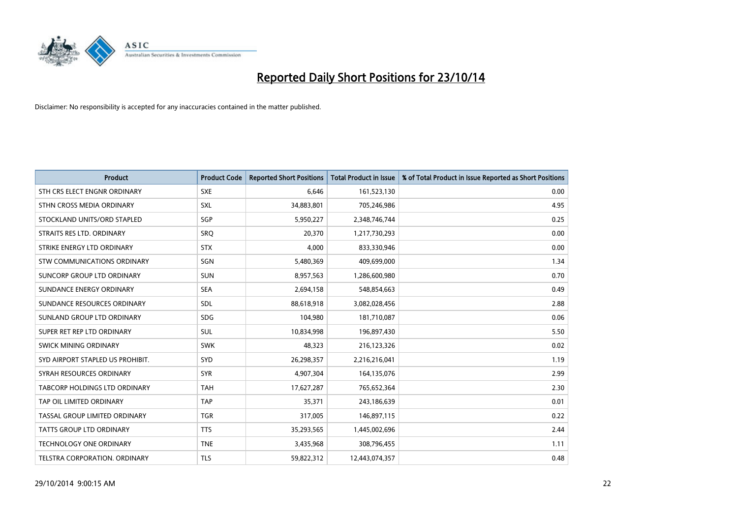# Reported Daily Short Positions for 23/10/14

Disclaimer: No responsibility is accepted for any inaccuracies contained in the matter published.

| Product | Product Code | Reported Short Positions | Total Product in Issue | % of Total Product in Issue Reported as Short Positions |
| --- | --- | --- | --- | --- |
| STH CRS ELECT ENGNR ORDINARY | SXE | 6,646 | 161,523,130 | 0.00 |
| STHN CROSS MEDIA ORDINARY | SXL | 34,883,801 | 705,246,986 | 4.95 |
| STOCKLAND UNITS/ORD STAPLED | SGP | 5,950,227 | 2,348,746,744 | 0.25 |
| STRAITS RES LTD. ORDINARY | SRQ | 20,370 | 1,217,730,293 | 0.00 |
| STRIKE ENERGY LTD ORDINARY | STX | 4,000 | 833,330,946 | 0.00 |
| STW COMMUNICATIONS ORDINARY | SGN | 5,480,369 | 409,699,000 | 1.34 |
| SUNCORP GROUP LTD ORDINARY | SUN | 8,957,563 | 1,286,600,980 | 0.70 |
| SUNDANCE ENERGY ORDINARY | SEA | 2,694,158 | 548,854,663 | 0.49 |
| SUNDANCE RESOURCES ORDINARY | SDL | 88,618,918 | 3,082,028,456 | 2.88 |
| SUNLAND GROUP LTD ORDINARY | SDG | 104,980 | 181,710,087 | 0.06 |
| SUPER RET REP LTD ORDINARY | SUL | 10,834,998 | 196,897,430 | 5.50 |
| SWICK MINING ORDINARY | SWK | 48,323 | 216,123,326 | 0.02 |
| SYD AIRPORT STAPLED US PROHIBIT. | SYD | 26,298,357 | 2,216,216,041 | 1.19 |
| SYRAH RESOURCES ORDINARY | SYR | 4,907,304 | 164,135,076 | 2.99 |
| TABCORP HOLDINGS LTD ORDINARY | TAH | 17,627,287 | 765,652,364 | 2.30 |
| TAP OIL LIMITED ORDINARY | TAP | 35,371 | 243,186,639 | 0.01 |
| TASSAL GROUP LIMITED ORDINARY | TGR | 317,005 | 146,897,115 | 0.22 |
| TATTS GROUP LTD ORDINARY | TTS | 35,293,565 | 1,445,002,696 | 2.44 |
| TECHNOLOGY ONE ORDINARY | TNE | 3,435,968 | 308,796,455 | 1.11 |
| TELSTRA CORPORATION. ORDINARY | TLS | 59,822,312 | 12,443,074,357 | 0.48 |

29/10/2014 9:00:15 AM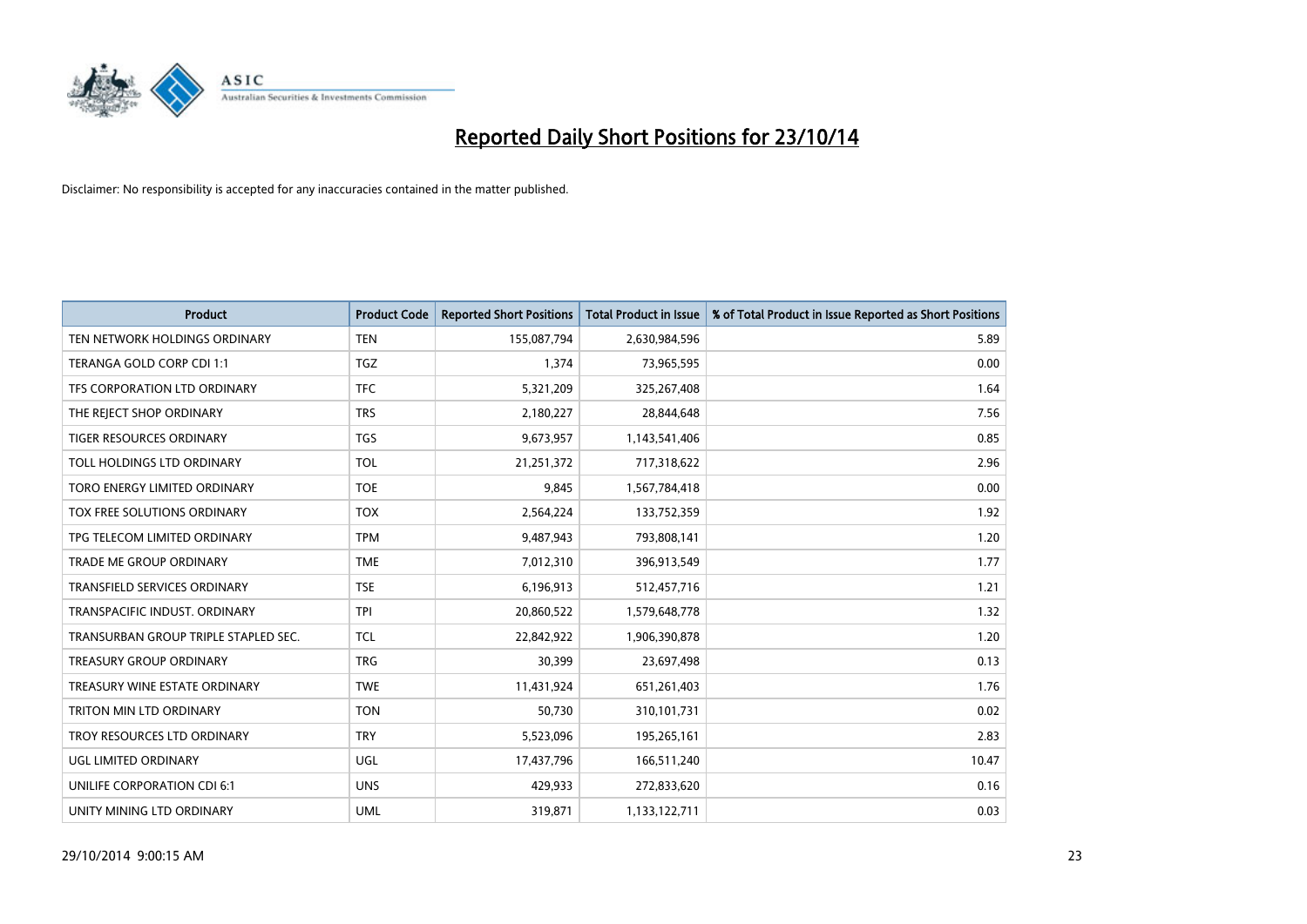# Reported Daily Short Positions for 23/10/14

Disclaimer: No responsibility is accepted for any inaccuracies contained in the matter published.

| Product | Product Code | Reported Short Positions | Total Product in Issue | % of Total Product in Issue Reported as Short Positions |
| --- | --- | --- | --- | --- |
| TEN NETWORK HOLDINGS ORDINARY | TEN | 155,087,794 | 2,630,984,596 | 5.89 |
| TERANGA GOLD CORP CDI 1:1 | TGZ | 1,374 | 73,965,595 | 0.00 |
| TFS CORPORATION LTD ORDINARY | TFC | 5,321,209 | 325,267,408 | 1.64 |
| THE REJECT SHOP ORDINARY | TRS | 2,180,227 | 28,844,648 | 7.56 |
| TIGER RESOURCES ORDINARY | TGS | 9,673,957 | 1,143,541,406 | 0.85 |
| TOLL HOLDINGS LTD ORDINARY | TOL | 21,251,372 | 717,318,622 | 2.96 |
| TORO ENERGY LIMITED ORDINARY | TOE | 9,845 | 1,567,784,418 | 0.00 |
| TOX FREE SOLUTIONS ORDINARY | TOX | 2,564,224 | 133,752,359 | 1.92 |
| TPG TELECOM LIMITED ORDINARY | TPM | 9,487,943 | 793,808,141 | 1.20 |
| TRADE ME GROUP ORDINARY | TME | 7,012,310 | 396,913,549 | 1.77 |
| TRANSFIELD SERVICES ORDINARY | TSE | 6,196,913 | 512,457,716 | 1.21 |
| TRANSPACIFIC INDUST. ORDINARY | TPI | 20,860,522 | 1,579,648,778 | 1.32 |
| TRANSURBAN GROUP TRIPLE STAPLED SEC. | TCL | 22,842,922 | 1,906,390,878 | 1.20 |
| TREASURY GROUP ORDINARY | TRG | 30,399 | 23,697,498 | 0.13 |
| TREASURY WINE ESTATE ORDINARY | TWE | 11,431,924 | 651,261,403 | 1.76 |
| TRITON MIN LTD ORDINARY | TON | 50,730 | 310,101,731 | 0.02 |
| TROY RESOURCES LTD ORDINARY | TRY | 5,523,096 | 195,265,161 | 2.83 |
| UGL LIMITED ORDINARY | UGL | 17,437,796 | 166,511,240 | 10.47 |
| UNILIFE CORPORATION CDI 6:1 | UNS | 429,933 | 272,833,620 | 0.16 |
| UNITY MINING LTD ORDINARY | UML | 319,871 | 1,133,122,711 | 0.03 |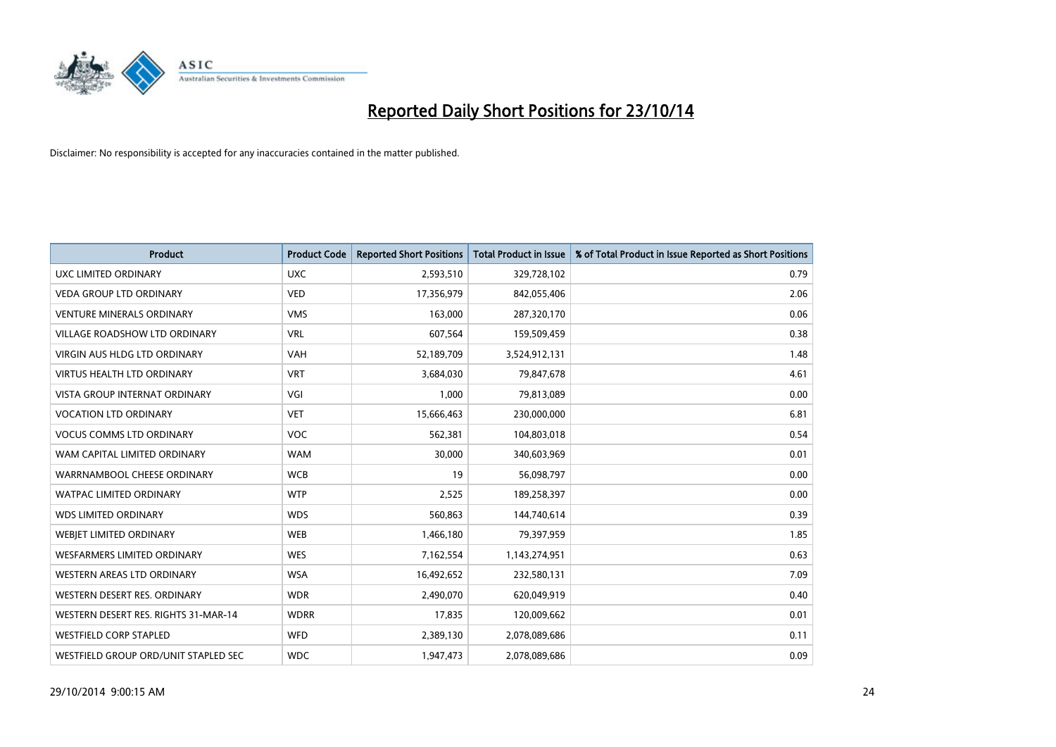# Reported Daily Short Positions for 23/10/14

Disclaimer: No responsibility is accepted for any inaccuracies contained in the matter published.

| Product | Product Code | Reported Short Positions | Total Product in Issue | % of Total Product in Issue Reported as Short Positions |
|---|---|---|---|---|
| UXC LIMITED ORDINARY | UXC | 2,593,510 | 329,728,102 | 0.79 |
| VEDA GROUP LTD ORDINARY | VED | 17,356,979 | 842,055,406 | 2.06 |
| VENTURE MINERALS ORDINARY | VMS | 163,000 | 287,320,170 | 0.06 |
| VILLAGE ROADSHOW LTD ORDINARY | VRL | 607,564 | 159,509,459 | 0.38 |
| VIRGIN AUS HLDG LTD ORDINARY | VAH | 52,189,709 | 3,524,912,131 | 1.48 |
| VIRTUS HEALTH LTD ORDINARY | VRT | 3,684,030 | 79,847,678 | 4.61 |
| VISTA GROUP INTERNAT ORDINARY | VGI | 1,000 | 79,813,089 | 0.00 |
| VOCATION LTD ORDINARY | VET | 15,666,463 | 230,000,000 | 6.81 |
| VOCUS COMMS LTD ORDINARY | VOC | 562,381 | 104,803,018 | 0.54 |
| WAM CAPITAL LIMITED ORDINARY | WAM | 30,000 | 340,603,969 | 0.01 |
| WARRNAMBOOL CHEESE ORDINARY | WCB | 19 | 56,098,797 | 0.00 |
| WATPAC LIMITED ORDINARY | WTP | 2,525 | 189,258,397 | 0.00 |
| WDS LIMITED ORDINARY | WDS | 560,863 | 144,740,614 | 0.39 |
| WEBJET LIMITED ORDINARY | WEB | 1,466,180 | 79,397,959 | 1.85 |
| WESFARMERS LIMITED ORDINARY | WES | 7,162,554 | 1,143,274,951 | 0.63 |
| WESTERN AREAS LTD ORDINARY | WSA | 16,492,652 | 232,580,131 | 7.09 |
| WESTERN DESERT RES. ORDINARY | WDR | 2,490,070 | 620,049,919 | 0.40 |
| WESTERN DESERT RES. RIGHTS 31-MAR-14 | WDRR | 17,835 | 120,009,662 | 0.01 |
| WESTFIELD CORP STAPLED | WFD | 2,389,130 | 2,078,089,686 | 0.11 |
| WESTFIELD GROUP ORD/UNIT STAPLED SEC | WDC | 1,947,473 | 2,078,089,686 | 0.09 |

29/10/2014 9:00:15 AM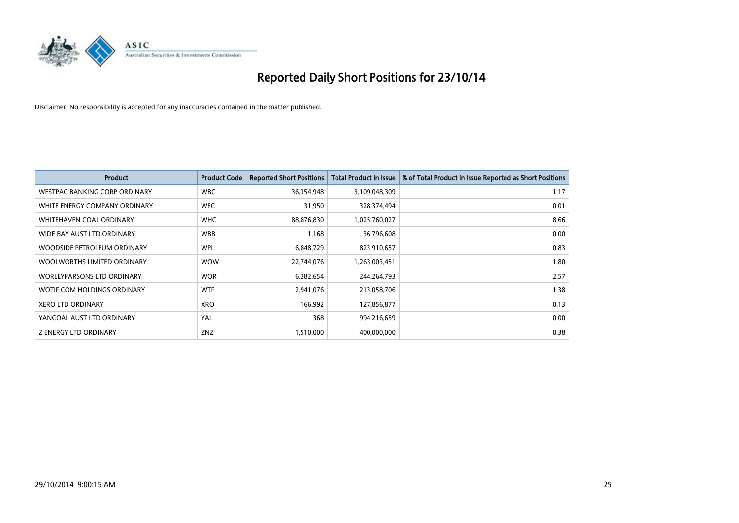# Reported Daily Short Positions for 23/10/14

Disclaimer: No responsibility is accepted for any inaccuracies contained in the matter published.

| Product | Product Code | Reported Short Positions | Total Product in Issue | % of Total Product in Issue Reported as Short Positions |
| --- | --- | --- | --- | --- |
| WESTPAC BANKING CORP ORDINARY | WBC | 36,354,948 | 3,109,048,309 | 1.17 |
| WHITE ENERGY COMPANY ORDINARY | WEC | 31,950 | 328,374,494 | 0.01 |
| WHITEHAVEN COAL ORDINARY | WHC | 88,876,830 | 1,025,760,027 | 8.66 |
| WIDE BAY AUST LTD ORDINARY | WBB | 1,168 | 36,796,608 | 0.00 |
| WOODSIDE PETROLEUM ORDINARY | WPL | 6,848,729 | 823,910,657 | 0.83 |
| WOOLWORTHS LIMITED ORDINARY | WOW | 22,744,076 | 1,263,003,451 | 1.80 |
| WORLEYPARSONS LTD ORDINARY | WOR | 6,282,654 | 244,264,793 | 2.57 |
| WOTIF.COM HOLDINGS ORDINARY | WTF | 2,941,076 | 213,058,706 | 1.38 |
| XERO LTD ORDINARY | XRO | 166,992 | 127,856,877 | 0.13 |
| YANCOAL AUST LTD ORDINARY | YAL | 368 | 994,216,659 | 0.00 |
| Z ENERGY LTD ORDINARY | ZNZ | 1,510,000 | 400,000,000 | 0.38 |

29/10/2014 9:00:15 AM